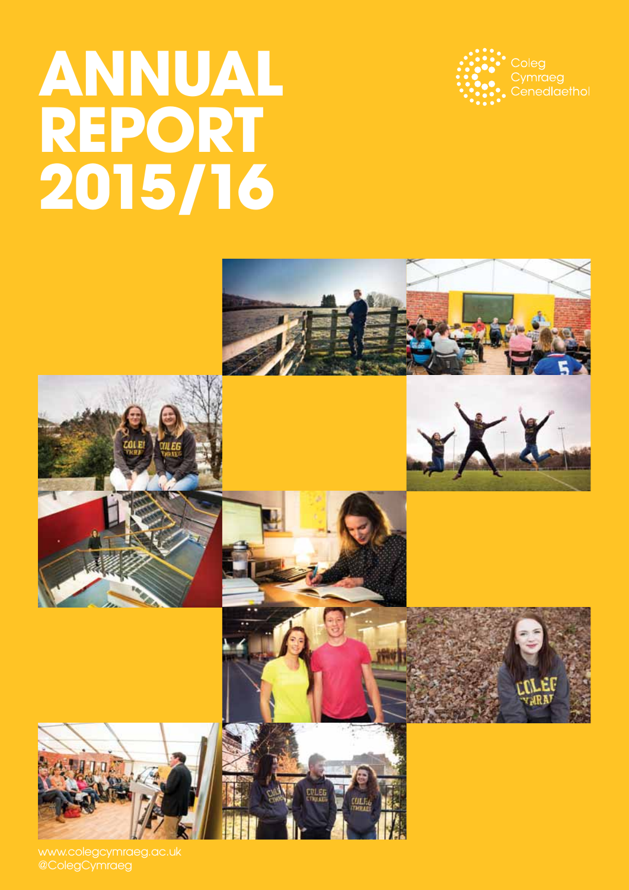# ANNUAL REPORT 2015/16

Coleg Cymraeg Cenedlaethol

www.colegcymraeg.ac.uk
@ColegCymraeg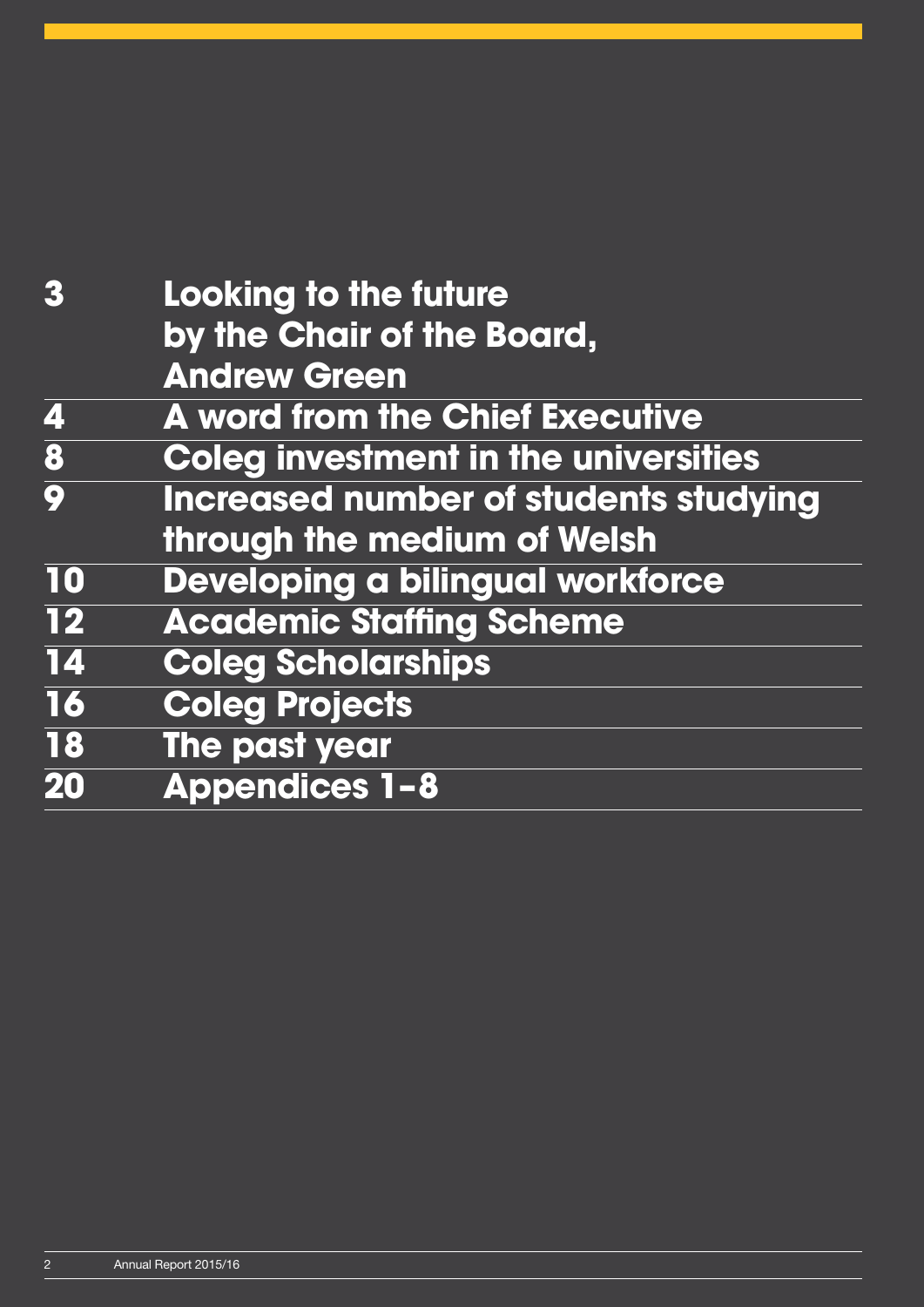| | |
|---|---|
| 3 | Looking to the future by the Chair of the Board, Andrew Green |
| 4 | A word from the Chief Executive |
| 8 | Coleg investment in the universities |
| 9 | Increased number of students studying through the medium of Welsh |
| 10 | Developing a bilingual workforce |
| 12 | Academic Staffing Scheme |
| 14 | Coleg Scholarships |
| 16 | Coleg Projects |
| 18 | The past year |
| 20 | Appendices 1–8 |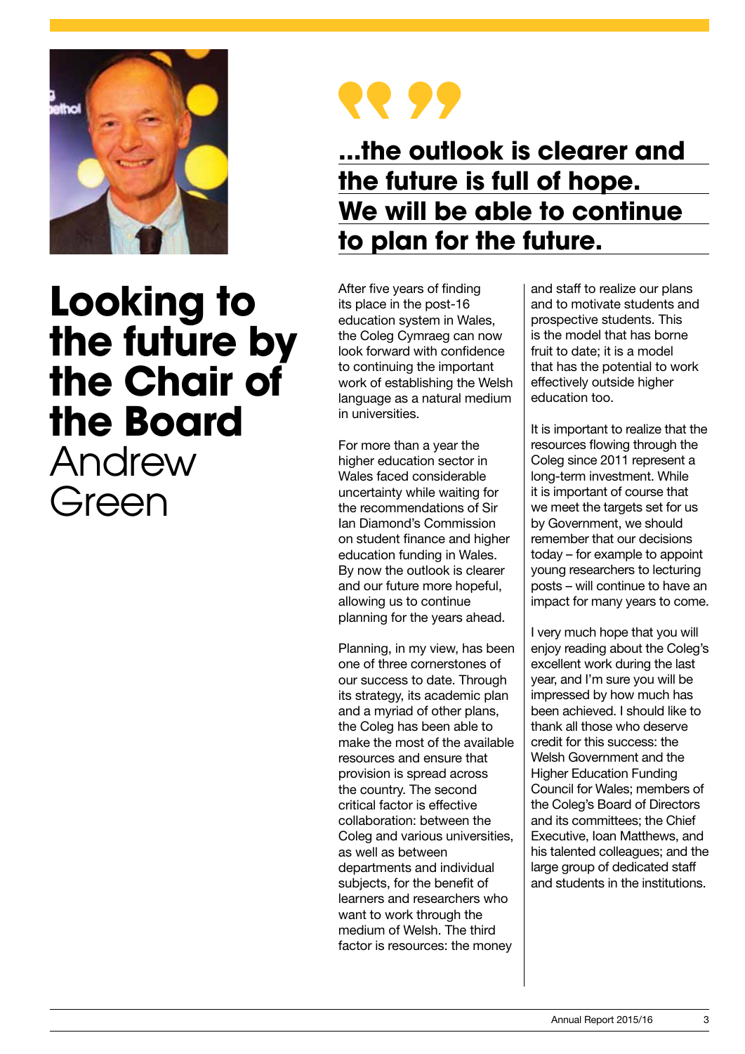# Looking to the future by the Chair of the Board Andrew Green

**...the outlook is clearer and the future is full of hope. We will be able to continue to plan for the future.**

After five years of finding its place in the post-16 education system in Wales, the Coleg Cymraeg can now look forward with confidence to continuing the important work of establishing the Welsh language as a natural medium in universities.

For more than a year the higher education sector in Wales faced considerable uncertainty while waiting for the recommendations of Sir Ian Diamond's Commission on student finance and higher education funding in Wales. By now the outlook is clearer and our future more hopeful, allowing us to continue planning for the years ahead.

Planning, in my view, has been one of three cornerstones of our success to date. Through its strategy, its academic plan and a myriad of other plans, the Coleg has been able to make the most of the available resources and ensure that provision is spread across the country. The second critical factor is effective collaboration: between the Coleg and various universities, as well as between departments and individual subjects, for the benefit of learners and researchers who want to work through the medium of Welsh. The third factor is resources: the money and staff to realize our plans and to motivate students and prospective students. This is the model that has borne fruit to date; it is a model that has the potential to work effectively outside higher education too.

It is important to realize that the resources flowing through the Coleg since 2011 represent a long-term investment. While it is important of course that we meet the targets set for us by Government, we should remember that our decisions today – for example to appoint young researchers to lecturing posts – will continue to have an impact for many years to come.

I very much hope that you will enjoy reading about the Coleg's excellent work during the last year, and I'm sure you will be impressed by how much has been achieved. I should like to thank all those who deserve credit for this success: the Welsh Government and the Higher Education Funding Council for Wales; members of the Coleg's Board of Directors and its committees; the Chief Executive, Ioan Matthews, and his talented colleagues; and the large group of dedicated staff and students in the institutions.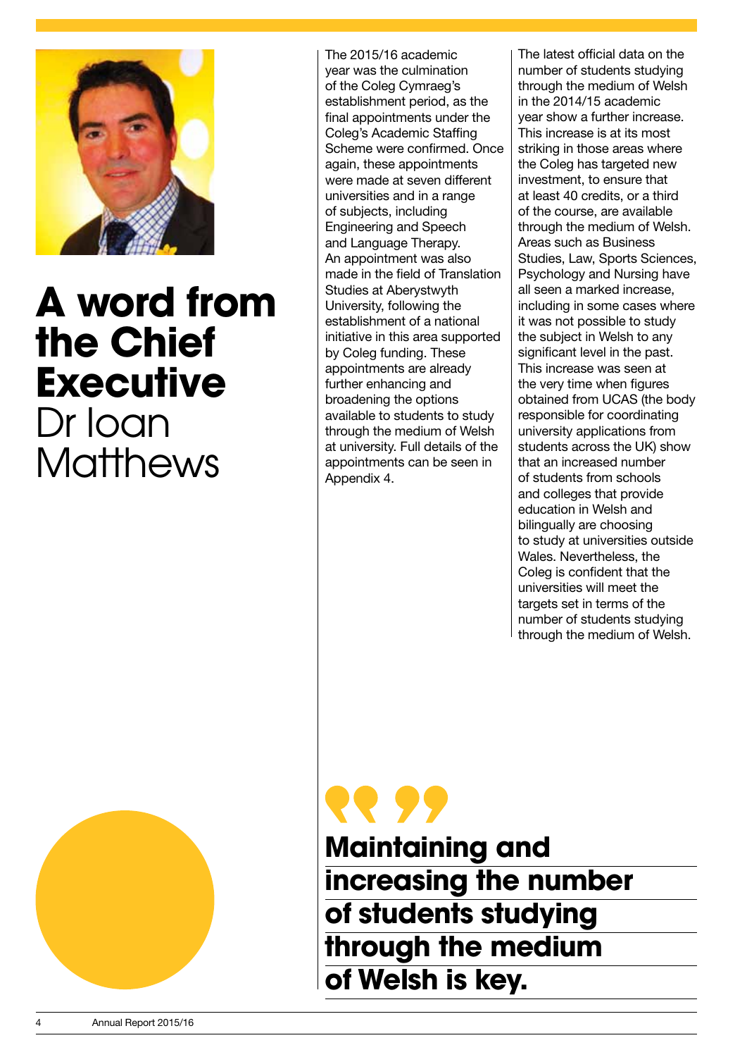# A word from the Chief Executive Dr Ioan Matthews

The 2015/16 academic year was the culmination of the Coleg Cymraeg's establishment period, as the final appointments under the Coleg's Academic Staffing Scheme were confirmed. Once again, these appointments were made at seven different universities and in a range of subjects, including Engineering and Speech and Language Therapy. An appointment was also made in the field of Translation Studies at Aberystwyth University, following the establishment of a national initiative in this area supported by Coleg funding. These appointments are already further enhancing and broadening the options available to students to study through the medium of Welsh at university. Full details of the appointments can be seen in Appendix 4.

The latest official data on the number of students studying through the medium of Welsh in the 2014/15 academic year show a further increase. This increase is at its most striking in those areas where the Coleg has targeted new investment, to ensure that at least 40 credits, or a third of the course, are available through the medium of Welsh. Areas such as Business Studies, Law, Sports Sciences, Psychology and Nursing have all seen a marked increase, including in some cases where it was not possible to study the subject in Welsh to any significant level in the past. This increase was seen at the very time when figures obtained from UCAS (the body responsible for coordinating university applications from students across the UK) show that an increased number of students from schools and colleges that provide education in Welsh and bilingually are choosing to study at universities outside Wales. Nevertheless, the Coleg is confident that the universities will meet the targets set in terms of the number of students studying through the medium of Welsh.

> **Maintaining and increasing the number of students studying through the medium of Welsh is key.**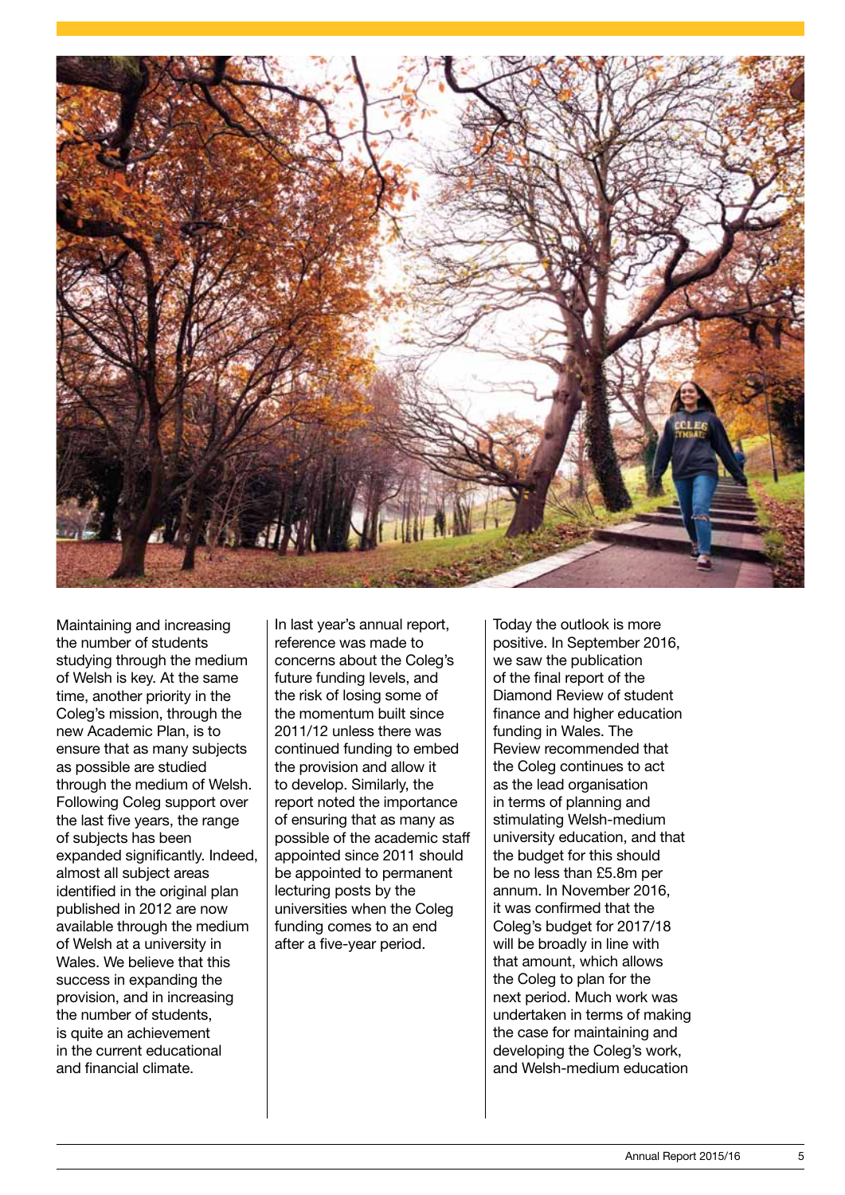Maintaining and increasing the number of students studying through the medium of Welsh is key. At the same time, another priority in the Coleg's mission, through the new Academic Plan, is to ensure that as many subjects as possible are studied through the medium of Welsh. Following Coleg support over the last five years, the range of subjects has been expanded significantly. Indeed, almost all subject areas identified in the original plan published in 2012 are now available through the medium of Welsh at a university in Wales. We believe that this success in expanding the provision, and in increasing the number of students, is quite an achievement in the current educational and financial climate.

In last year's annual report, reference was made to concerns about the Coleg's future funding levels, and the risk of losing some of the momentum built since 2011/12 unless there was continued funding to embed the provision and allow it to develop. Similarly, the report noted the importance of ensuring that as many as possible of the academic staff appointed since 2011 should be appointed to permanent lecturing posts by the universities when the Coleg funding comes to an end after a five-year period.

Today the outlook is more positive. In September 2016, we saw the publication of the final report of the Diamond Review of student finance and higher education funding in Wales. The Review recommended that the Coleg continues to act as the lead organisation in terms of planning and stimulating Welsh-medium university education, and that the budget for this should be no less than £5.8m per annum. In November 2016, it was confirmed that the Coleg's budget for 2017/18 will be broadly in line with that amount, which allows the Coleg to plan for the next period. Much work was undertaken in terms of making the case for maintaining and developing the Coleg's work, and Welsh-medium education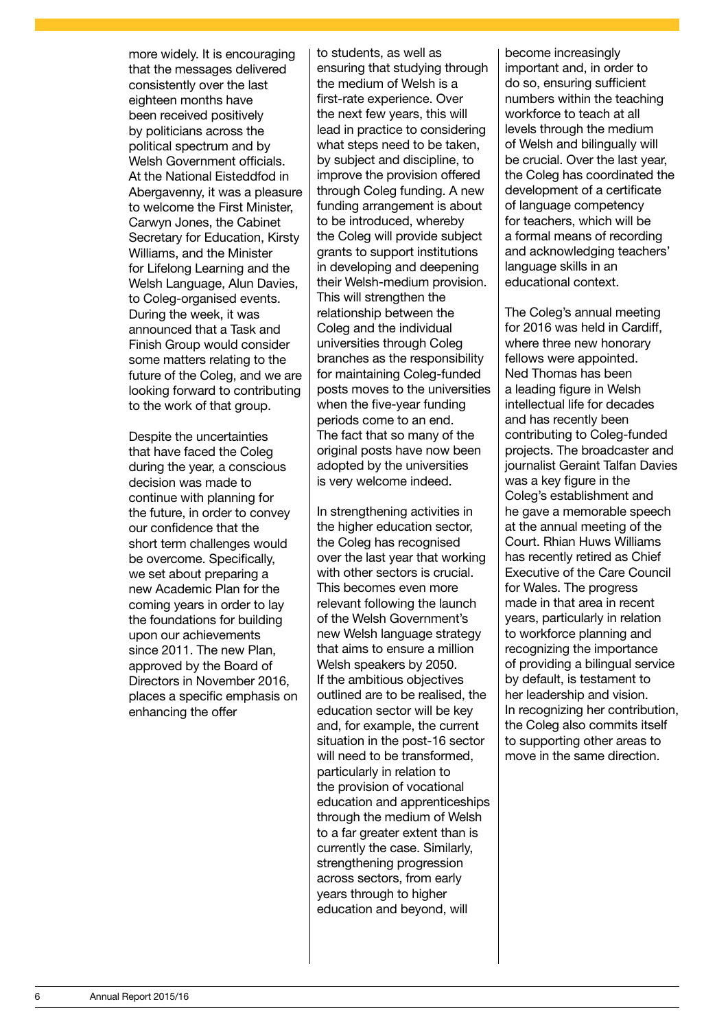more widely. It is encouraging that the messages delivered consistently over the last eighteen months have been received positively by politicians across the political spectrum and by Welsh Government officials. At the National Eisteddfod in Abergavenny, it was a pleasure to welcome the First Minister, Carwyn Jones, the Cabinet Secretary for Education, Kirsty Williams, and the Minister for Lifelong Learning and the Welsh Language, Alun Davies, to Coleg-organised events. During the week, it was announced that a Task and Finish Group would consider some matters relating to the future of the Coleg, and we are looking forward to contributing to the work of that group.

Despite the uncertainties that have faced the Coleg during the year, a conscious decision was made to continue with planning for the future, in order to convey our confidence that the short term challenges would be overcome. Specifically, we set about preparing a new Academic Plan for the coming years in order to lay the foundations for building upon our achievements since 2011. The new Plan, approved by the Board of Directors in November 2016, places a specific emphasis on enhancing the offer to students, as well as ensuring that studying through the medium of Welsh is a first-rate experience. Over the next few years, this will lead in practice to considering what steps need to be taken, by subject and discipline, to improve the provision offered through Coleg funding. A new funding arrangement is about to be introduced, whereby the Coleg will provide subject grants to support institutions in developing and deepening their Welsh-medium provision. This will strengthen the relationship between the Coleg and the individual universities through Coleg branches as the responsibility for maintaining Coleg-funded posts moves to the universities when the five-year funding periods come to an end. The fact that so many of the original posts have now been adopted by the universities is very welcome indeed.

In strengthening activities in the higher education sector, the Coleg has recognised over the last year that working with other sectors is crucial. This becomes even more relevant following the launch of the Welsh Government's new Welsh language strategy that aims to ensure a million Welsh speakers by 2050. If the ambitious objectives outlined are to be realised, the education sector will be key and, for example, the current situation in the post-16 sector will need to be transformed, particularly in relation to the provision of vocational education and apprenticeships through the medium of Welsh to a far greater extent than is currently the case. Similarly, strengthening progression across sectors, from early years through to higher education and beyond, will become increasingly important and, in order to do so, ensuring sufficient numbers within the teaching workforce to teach at all levels through the medium of Welsh and bilingually will be crucial. Over the last year, the Coleg has coordinated the development of a certificate of language competency for teachers, which will be a formal means of recording and acknowledging teachers' language skills in an educational context.

The Coleg's annual meeting for 2016 was held in Cardiff, where three new honorary fellows were appointed. Ned Thomas has been a leading figure in Welsh intellectual life for decades and has recently been contributing to Coleg-funded projects. The broadcaster and journalist Geraint Talfan Davies was a key figure in the Coleg's establishment and he gave a memorable speech at the annual meeting of the Court. Rhian Huws Williams has recently retired as Chief Executive of the Care Council for Wales. The progress made in that area in recent years, particularly in relation to workforce planning and recognizing the importance of providing a bilingual service by default, is testament to her leadership and vision. In recognizing her contribution, the Coleg also commits itself to supporting other areas to move in the same direction.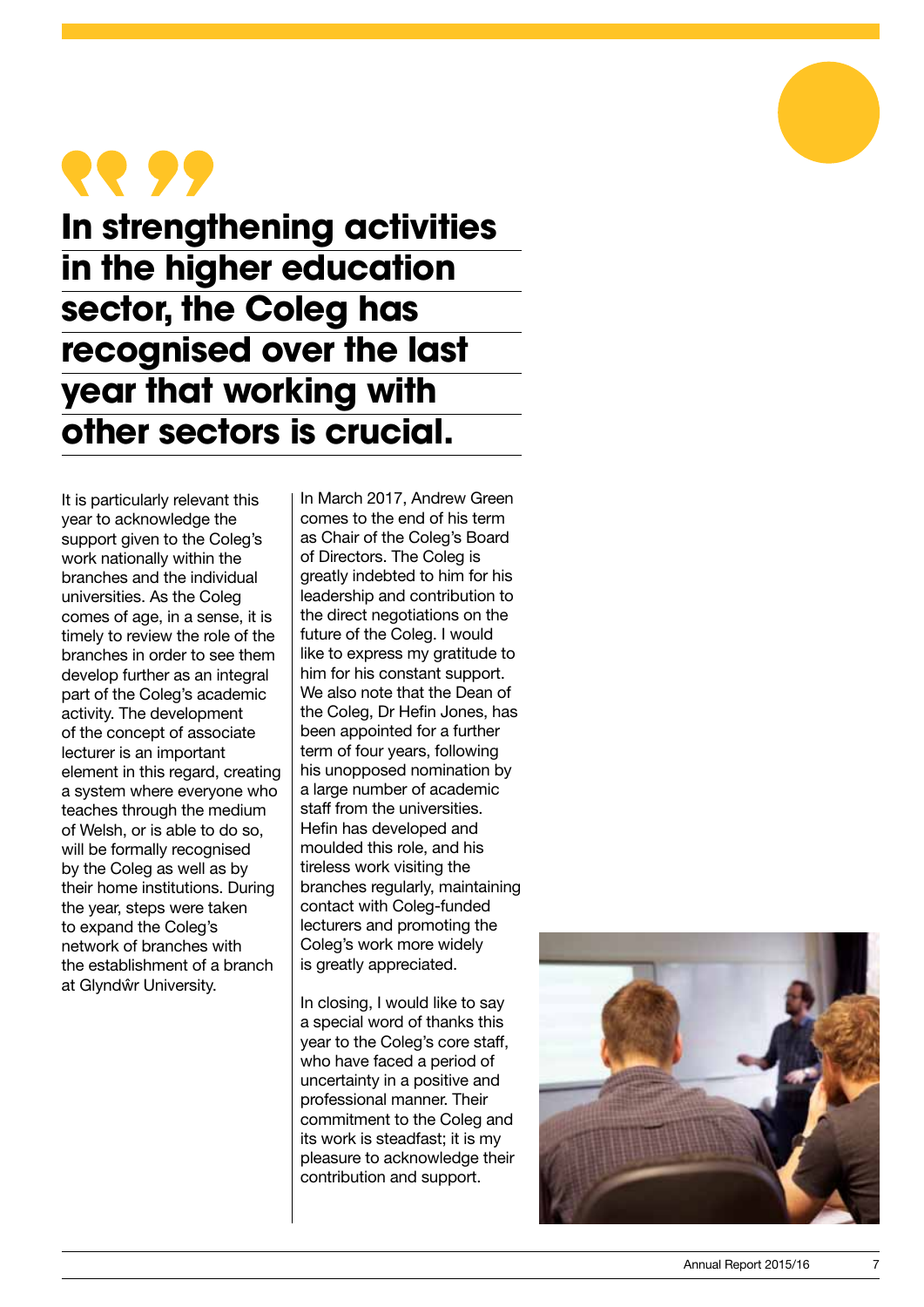**In strengthening activities in the higher education sector, the Coleg has recognised over the last year that working with other sectors is crucial.**

It is particularly relevant this year to acknowledge the support given to the Coleg's work nationally within the branches and the individual universities. As the Coleg comes of age, in a sense, it is timely to review the role of the branches in order to see them develop further as an integral part of the Coleg's academic activity. The development of the concept of associate lecturer is an important element in this regard, creating a system where everyone who teaches through the medium of Welsh, or is able to do so, will be formally recognised by the Coleg as well as by their home institutions. During the year, steps were taken to expand the Coleg's network of branches with the establishment of a branch at Glyndŵr University.

In March 2017, Andrew Green comes to the end of his term as Chair of the Coleg's Board of Directors. The Coleg is greatly indebted to him for his leadership and contribution to the direct negotiations on the future of the Coleg. I would like to express my gratitude to him for his constant support. We also note that the Dean of the Coleg, Dr Hefin Jones, has been appointed for a further term of four years, following his unopposed nomination by a large number of academic staff from the universities. Hefin has developed and moulded this role, and his tireless work visiting the branches regularly, maintaining contact with Coleg-funded lecturers and promoting the Coleg's work more widely is greatly appreciated.

In closing, I would like to say a special word of thanks this year to the Coleg's core staff, who have faced a period of uncertainty in a positive and professional manner. Their commitment to the Coleg and its work is steadfast; it is my pleasure to acknowledge their contribution and support.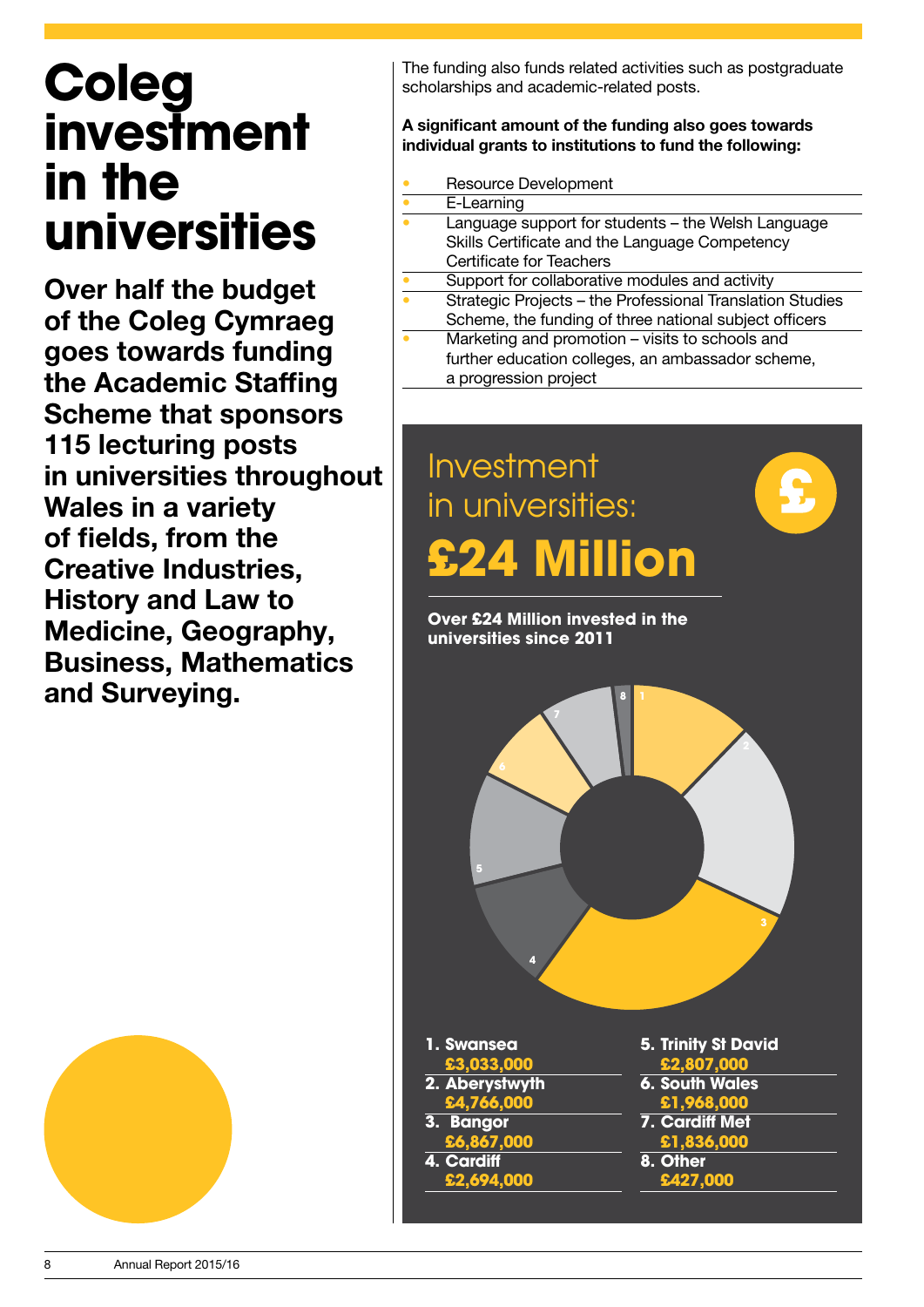# Coleg investment in the universities

**Over half the budget of the Coleg Cymraeg goes towards funding the Academic Staffing Scheme that sponsors 115 lecturing posts in universities throughout Wales in a variety of fields, from the Creative Industries, History and Law to Medicine, Geography, Business, Mathematics and Surveying.**

The funding also funds related activities such as postgraduate scholarships and academic-related posts.

**A significant amount of the funding also goes towards individual grants to institutions to fund the following:**

- Resource Development
- E-Learning
- Language support for students – the Welsh Language Skills Certificate and the Language Competency Certificate for Teachers
- Support for collaborative modules and activity
- Strategic Projects – the Professional Translation Studies Scheme, the funding of three national subject officers
- Marketing and promotion – visits to schools and further education colleges, an ambassador scheme, a progression project

## Investment in universities: £24 Million

**Over £24 Million invested in the universities since 2011**

1. **Swansea** £3,033,000
2. **Aberystwyth** £4,766,000
3. **Bangor** £6,867,000
4. **Cardiff** £2,694,000
5. **Trinity St David** £2,807,000
6. **South Wales** £1,968,000
7. **Cardiff Met** £1,836,000
8. **Other** £427,000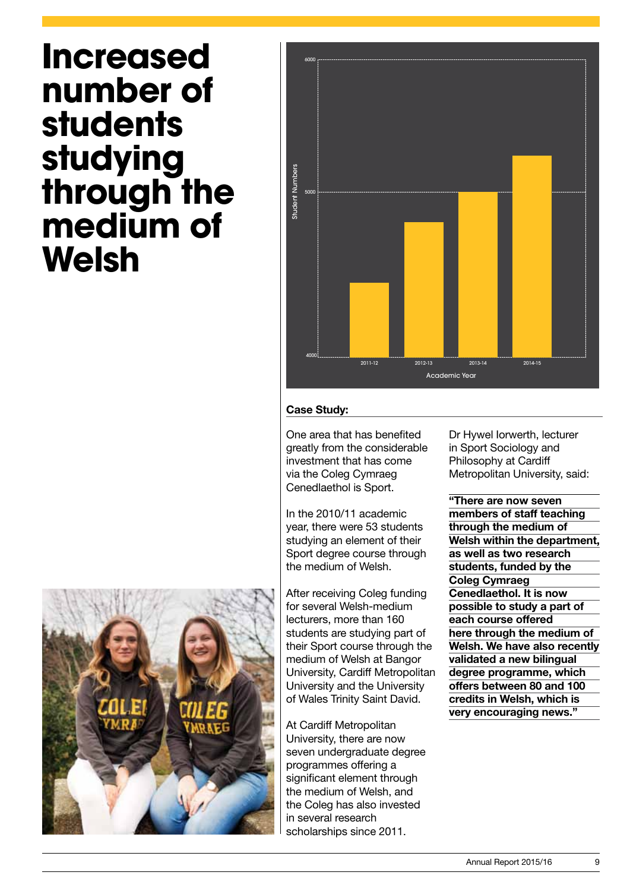# Increased number of students studying through the medium of Welsh

**Case Study:**

One area that has benefited greatly from the considerable investment that has come via the Coleg Cymraeg Cenedlaethol is Sport.

In the 2010/11 academic year, there were 53 students studying an element of their Sport degree course through the medium of Welsh.

After receiving Coleg funding for several Welsh-medium lecturers, more than 160 students are studying part of their Sport course through the medium of Welsh at Bangor University, Cardiff Metropolitan University and the University of Wales Trinity Saint David.

At Cardiff Metropolitan University, there are now seven undergraduate degree programmes offering a significant element through the medium of Welsh, and the Coleg has also invested in several research scholarships since 2011.

Dr Hywel Iorwerth, lecturer in Sport Sociology and Philosophy at Cardiff Metropolitan University, said:

**"There are now seven members of staff teaching through the medium of Welsh within the department, as well as two research students, funded by the Coleg Cymraeg Cenedlaethol. It is now possible to study a part of each course offered here through the medium of Welsh. We have also recently validated a new bilingual degree programme, which offers between 80 and 100 credits in Welsh, which is very encouraging news."**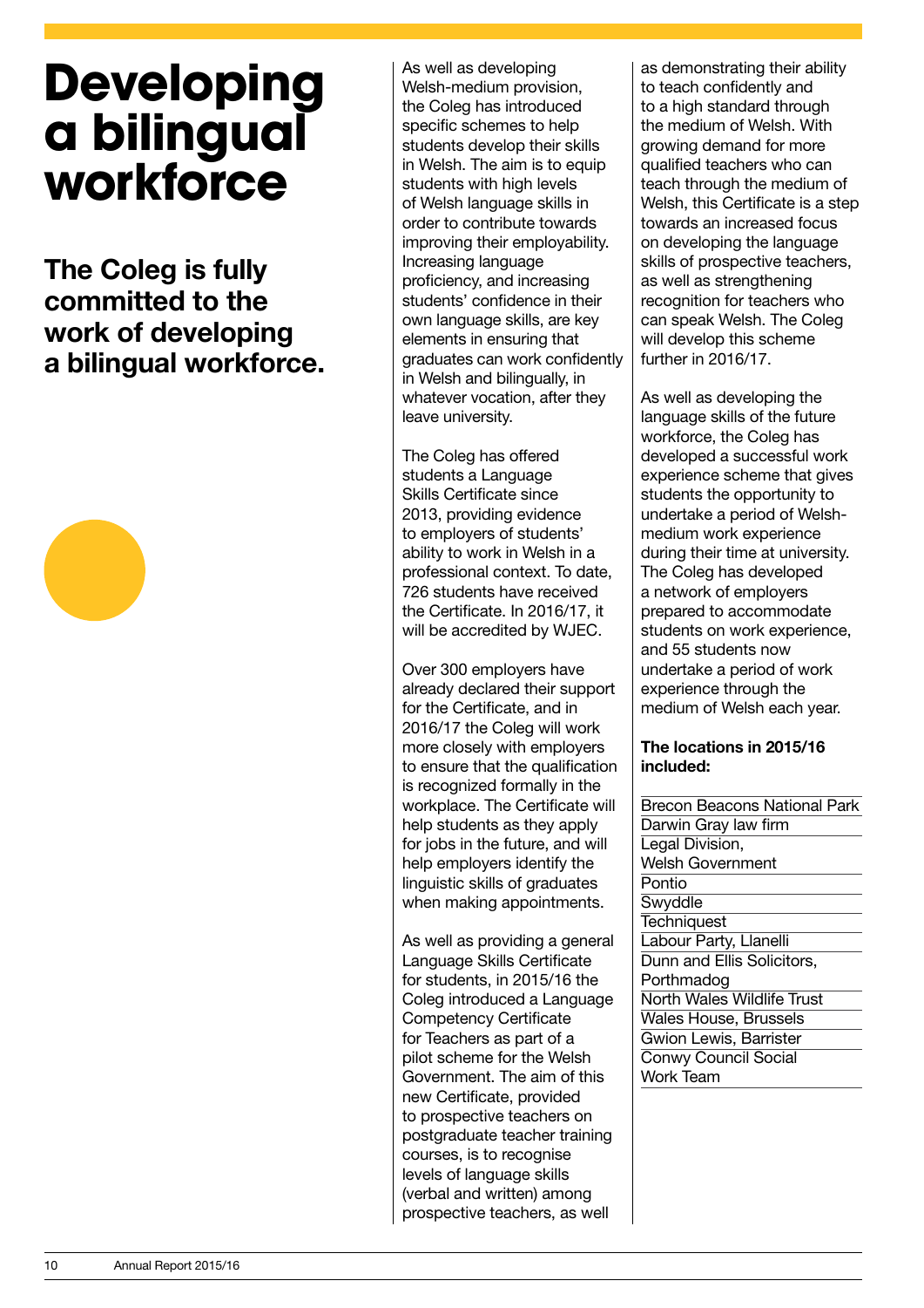# Developing a bilingual workforce

## The Coleg is fully committed to the work of developing a bilingual workforce.

As well as developing Welsh-medium provision, the Coleg has introduced specific schemes to help students develop their skills in Welsh. The aim is to equip students with high levels of Welsh language skills in order to contribute towards improving their employability. Increasing language proficiency, and increasing students' confidence in their own language skills, are key elements in ensuring that graduates can work confidently in Welsh and bilingually, in whatever vocation, after they leave university.

The Coleg has offered students a Language Skills Certificate since 2013, providing evidence to employers of students' ability to work in Welsh in a professional context. To date, 726 students have received the Certificate. In 2016/17, it will be accredited by WJEC.

Over 300 employers have already declared their support for the Certificate, and in 2016/17 the Coleg will work more closely with employers to ensure that the qualification is recognized formally in the workplace. The Certificate will help students as they apply for jobs in the future, and will help employers identify the linguistic skills of graduates when making appointments.

As well as providing a general Language Skills Certificate for students, in 2015/16 the Coleg introduced a Language Competency Certificate for Teachers as part of a pilot scheme for the Welsh Government. The aim of this new Certificate, provided to prospective teachers on postgraduate teacher training courses, is to recognise levels of language skills (verbal and written) among prospective teachers, as well as demonstrating their ability to teach confidently and to a high standard through the medium of Welsh. With growing demand for more qualified teachers who can teach through the medium of Welsh, this Certificate is a step towards an increased focus on developing the language skills of prospective teachers, as well as strengthening recognition for teachers who can speak Welsh. The Coleg will develop this scheme further in 2016/17.

As well as developing the language skills of the future workforce, the Coleg has developed a successful work experience scheme that gives students the opportunity to undertake a period of Welsh-medium work experience during their time at university. The Coleg has developed a network of employers prepared to accommodate students on work experience, and 55 students now undertake a period of work experience through the medium of Welsh each year.

**The locations in 2015/16 included:**

- Brecon Beacons National Park
- Darwin Gray law firm
- Legal Division, Welsh Government
- Pontio
- Swyddle
- Techniquest
- Labour Party, Llanelli
- Dunn and Ellis Solicitors, Porthmadog
- North Wales Wildlife Trust
- Wales House, Brussels
- Gwion Lewis, Barrister
- Conwy Council Social Work Team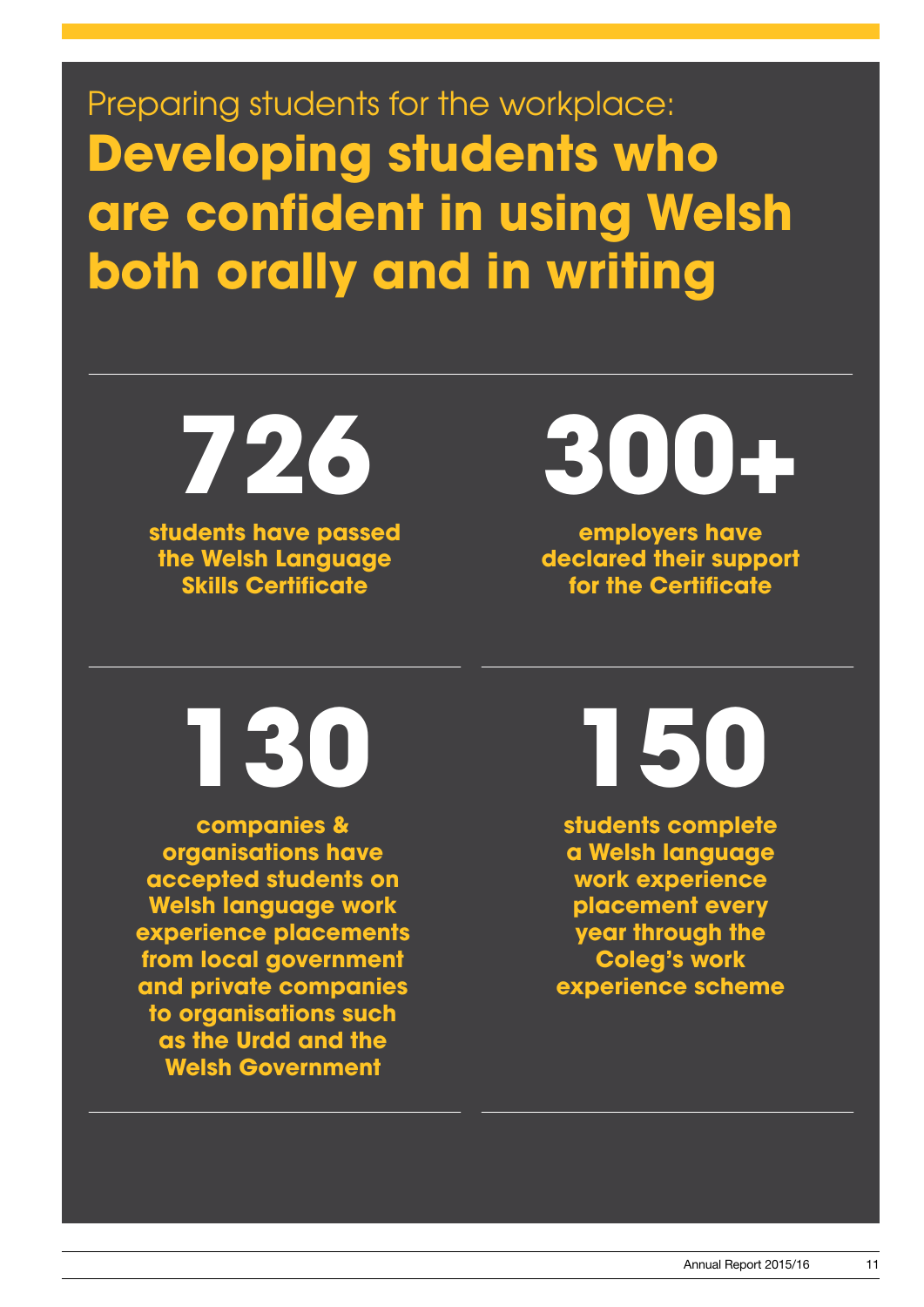Preparing students for the workplace:

# Developing students who are confident in using Welsh both orally and in writing

**726**

**students have passed the Welsh Language Skills Certificate**

**300+**

**employers have declared their support for the Certificate**

**130**

**companies & organisations have accepted students on Welsh language work experience placements from local government and private companies to organisations such as the Urdd and the Welsh Government**

**150**

**students complete a Welsh language work experience placement every year through the Coleg's work experience scheme**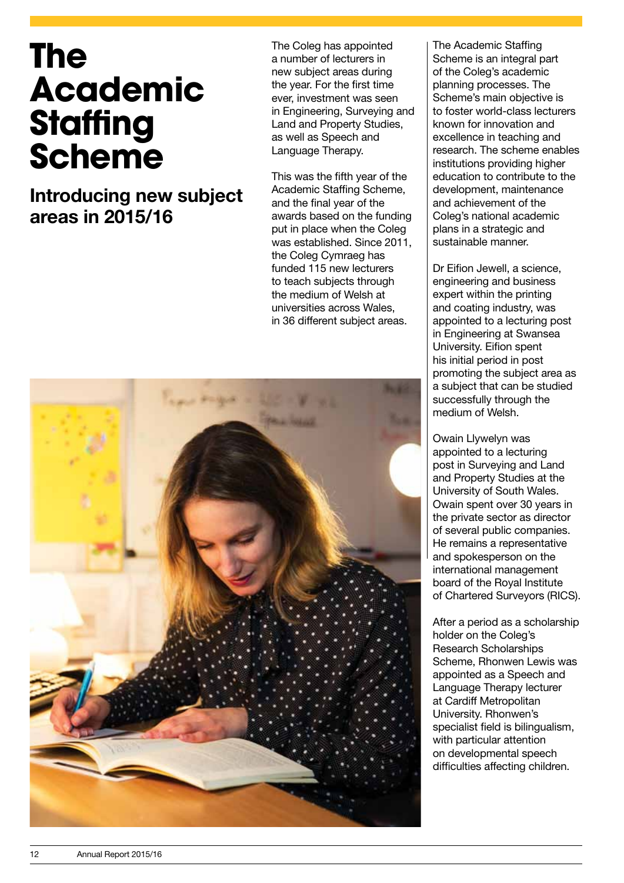# The Academic Staffing Scheme

## Introducing new subject areas in 2015/16

The Coleg has appointed a number of lecturers in new subject areas during the year. For the first time ever, investment was seen in Engineering, Surveying and Land and Property Studies, as well as Speech and Language Therapy.

This was the fifth year of the Academic Staffing Scheme, and the final year of the awards based on the funding put in place when the Coleg was established. Since 2011, the Coleg Cymraeg has funded 115 new lecturers to teach subjects through the medium of Welsh at universities across Wales, in 36 different subject areas.

The Academic Staffing Scheme is an integral part of the Coleg's academic planning processes. The Scheme's main objective is to foster world-class lecturers known for innovation and excellence in teaching and research. The scheme enables institutions providing higher education to contribute to the development, maintenance and achievement of the Coleg's national academic plans in a strategic and sustainable manner.

Dr Eifion Jewell, a science, engineering and business expert within the printing and coating industry, was appointed to a lecturing post in Engineering at Swansea University. Eifion spent his initial period in post promoting the subject area as a subject that can be studied successfully through the medium of Welsh.

Owain Llywelyn was appointed to a lecturing post in Surveying and Land and Property Studies at the University of South Wales. Owain spent over 30 years in the private sector as director of several public companies. He remains a representative and spokesperson on the international management board of the Royal Institute of Chartered Surveyors (RICS).

After a period as a scholarship holder on the Coleg's Research Scholarships Scheme, Rhonwen Lewis was appointed as a Speech and Language Therapy lecturer at Cardiff Metropolitan University. Rhonwen's specialist field is bilingualism, with particular attention on developmental speech difficulties affecting children.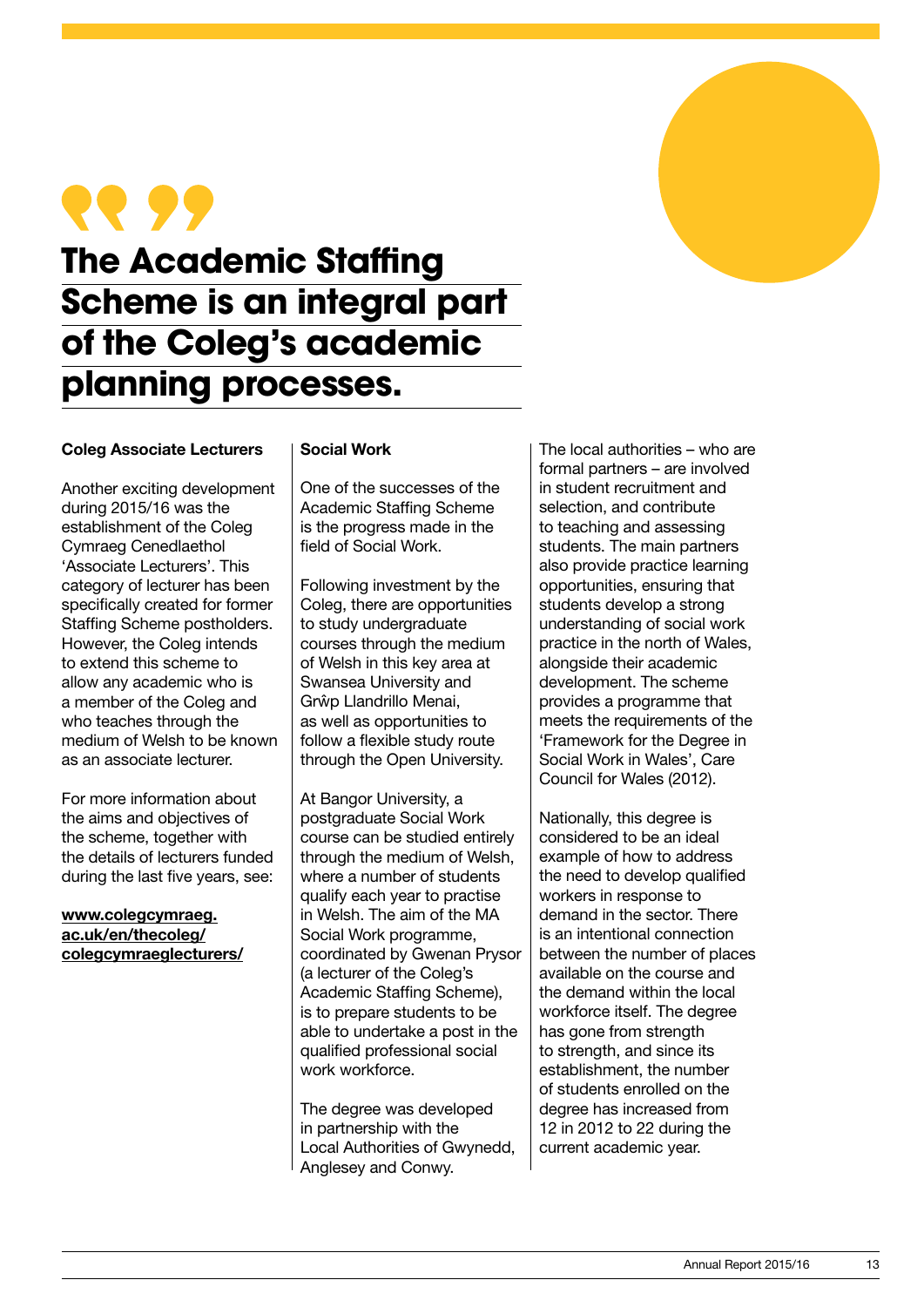> **The Academic Staffing Scheme is an integral part of the Coleg's academic planning processes.**

**Coleg Associate Lecturers**

Another exciting development during 2015/16 was the establishment of the Coleg Cymraeg Cenedlaethol 'Associate Lecturers'. This category of lecturer has been specifically created for former Staffing Scheme postholders. However, the Coleg intends to extend this scheme to allow any academic who is a member of the Coleg and who teaches through the medium of Welsh to be known as an associate lecturer.

For more information about the aims and objectives of the scheme, together with the details of lecturers funded during the last five years, see:

**www.colegcymraeg.ac.uk/en/thecoleg/colegcymraeglecturers/**

**Social Work**

One of the successes of the Academic Staffing Scheme is the progress made in the field of Social Work.

Following investment by the Coleg, there are opportunities to study undergraduate courses through the medium of Welsh in this key area at Swansea University and Grŵp Llandrillo Menai, as well as opportunities to follow a flexible study route through the Open University.

At Bangor University, a postgraduate Social Work course can be studied entirely through the medium of Welsh, where a number of students qualify each year to practise in Welsh. The aim of the MA Social Work programme, coordinated by Gwenan Prysor (a lecturer of the Coleg's Academic Staffing Scheme), is to prepare students to be able to undertake a post in the qualified professional social work workforce.

The degree was developed in partnership with the Local Authorities of Gwynedd, Anglesey and Conwy.

The local authorities – who are formal partners – are involved in student recruitment and selection, and contribute to teaching and assessing students. The main partners also provide practice learning opportunities, ensuring that students develop a strong understanding of social work practice in the north of Wales, alongside their academic development. The scheme provides a programme that meets the requirements of the 'Framework for the Degree in Social Work in Wales', Care Council for Wales (2012).

Nationally, this degree is considered to be an ideal example of how to address the need to develop qualified workers in response to demand in the sector. There is an intentional connection between the number of places available on the course and the demand within the local workforce itself. The degree has gone from strength to strength, and since its establishment, the number of students enrolled on the degree has increased from 12 in 2012 to 22 during the current academic year.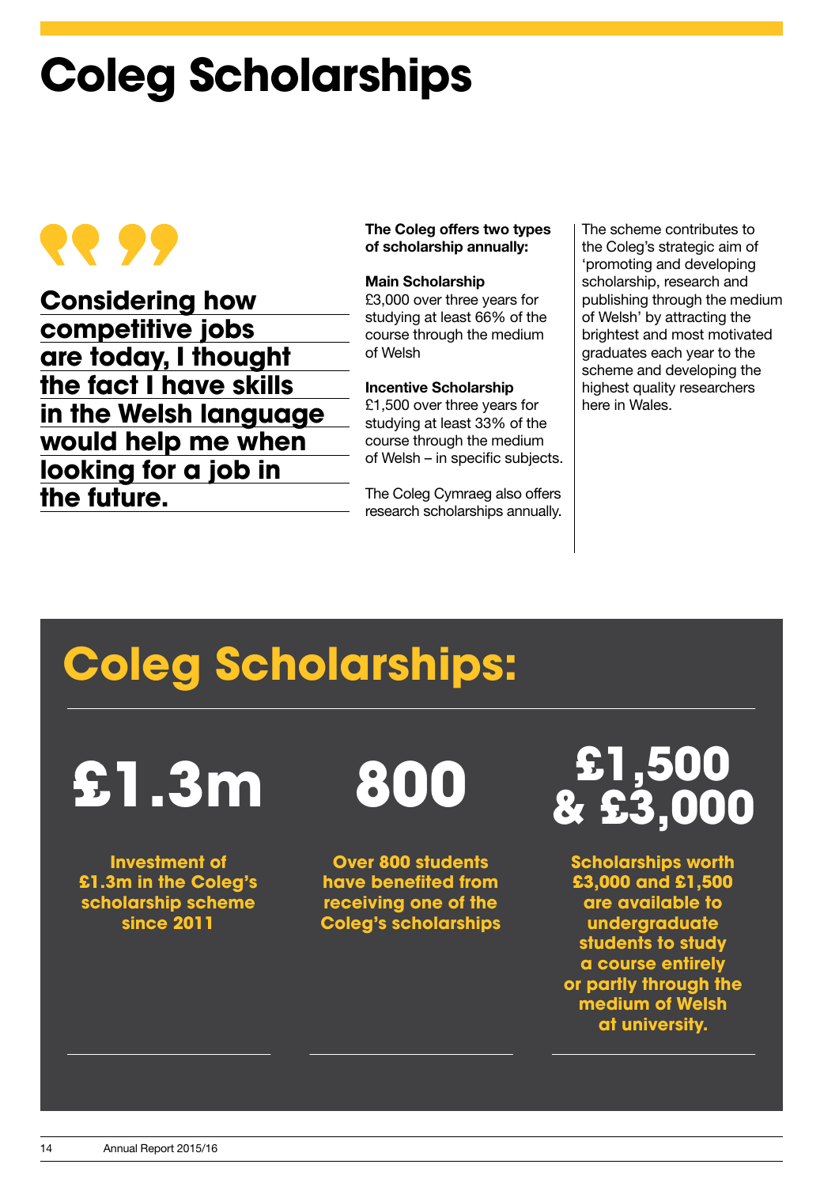# Coleg Scholarships

> **Considering how competitive jobs are today, I thought the fact I have skills in the Welsh language would help me when looking for a job in the future.**

**The Coleg offers two types of scholarship annually:**

**Main Scholarship**
£3,000 over three years for studying at least 66% of the course through the medium of Welsh

**Incentive Scholarship**
£1,500 over three years for studying at least 33% of the course through the medium of Welsh – in specific subjects.

The Coleg Cymraeg also offers research scholarships annually.

The scheme contributes to the Coleg's strategic aim of 'promoting and developing scholarship, research and publishing through the medium of Welsh' by attracting the brightest and most motivated graduates each year to the scheme and developing the highest quality researchers here in Wales.

## Coleg Scholarships:

**£1.3m**

Investment of £1.3m in the Coleg's scholarship scheme since 2011

**800**

Over 800 students have benefited from receiving one of the Coleg's scholarships

**£1,500 & £3,000**

Scholarships worth £3,000 and £1,500 are available to undergraduate students to study a course entirely or partly through the medium of Welsh at university.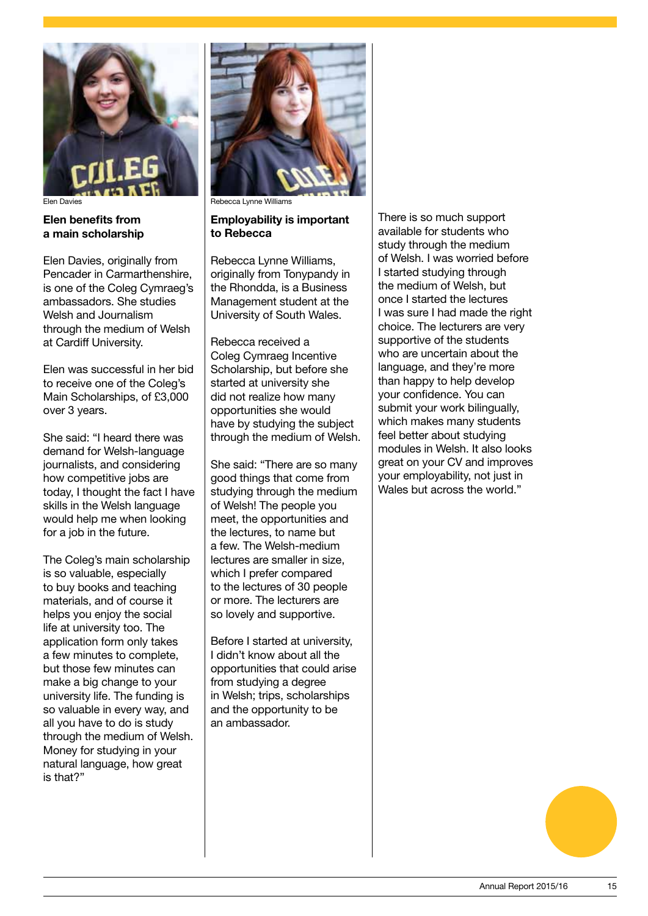Elen Davies

### Elen benefits from a main scholarship

Elen Davies, originally from Pencader in Carmarthenshire, is one of the Coleg Cymraeg's ambassadors. She studies Welsh and Journalism through the medium of Welsh at Cardiff University.

Elen was successful in her bid to receive one of the Coleg's Main Scholarships, of £3,000 over 3 years.

She said: "I heard there was demand for Welsh-language journalists, and considering how competitive jobs are today, I thought the fact I have skills in the Welsh language would help me when looking for a job in the future.

The Coleg's main scholarship is so valuable, especially to buy books and teaching materials, and of course it helps you enjoy the social life at university too. The application form only takes a few minutes to complete, but those few minutes can make a big change to your university life. The funding is so valuable in every way, and all you have to do is study through the medium of Welsh. Money for studying in your natural language, how great is that?"

Rebecca Lynne Williams

### Employability is important to Rebecca

Rebecca Lynne Williams, originally from Tonypandy in the Rhondda, is a Business Management student at the University of South Wales.

Rebecca received a Coleg Cymraeg Incentive Scholarship, but before she started at university she did not realize how many opportunities she would have by studying the subject through the medium of Welsh.

She said: "There are so many good things that come from studying through the medium of Welsh! The people you meet, the opportunities and the lectures, to name but a few. The Welsh-medium lectures are smaller in size, which I prefer compared to the lectures of 30 people or more. The lecturers are so lovely and supportive.

Before I started at university, I didn't know about all the opportunities that could arise from studying a degree in Welsh; trips, scholarships and the opportunity to be an ambassador.

There is so much support available for students who study through the medium of Welsh. I was worried before I started studying through the medium of Welsh, but once I started the lectures I was sure I had made the right choice. The lecturers are very supportive of the students who are uncertain about the language, and they're more than happy to help develop your confidence. You can submit your work bilingually, which makes many students feel better about studying modules in Welsh. It also looks great on your CV and improves your employability, not just in Wales but across the world."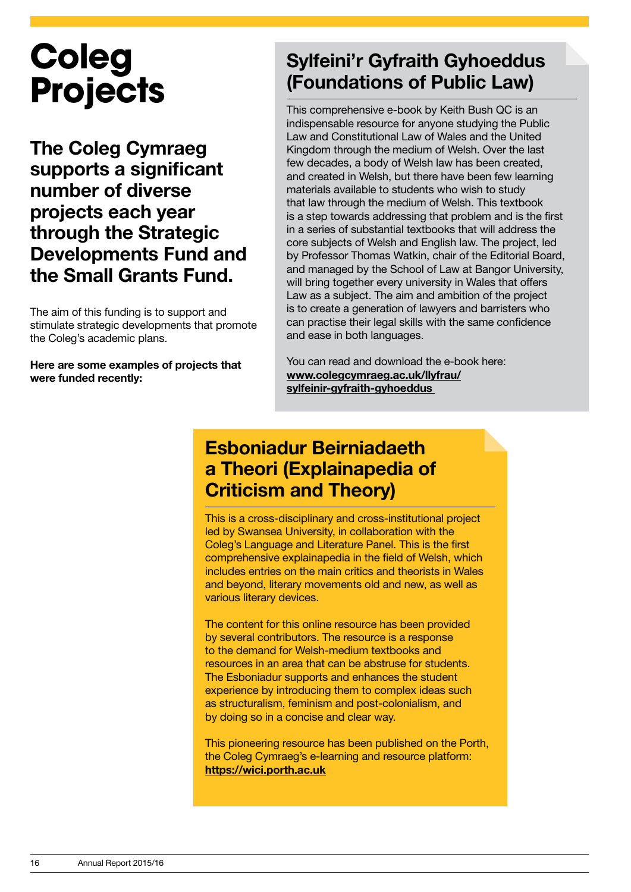# Coleg Projects

## The Coleg Cymraeg supports a significant number of diverse projects each year through the Strategic Developments Fund and the Small Grants Fund.

The aim of this funding is to support and stimulate strategic developments that promote the Coleg's academic plans.

**Here are some examples of projects that were funded recently:**

### Sylfeini'r Gyfraith Gyhoeddus (Foundations of Public Law)

This comprehensive e-book by Keith Bush QC is an indispensable resource for anyone studying the Public Law and Constitutional Law of Wales and the United Kingdom through the medium of Welsh. Over the last few decades, a body of Welsh law has been created, and created in Welsh, but there have been few learning materials available to students who wish to study that law through the medium of Welsh. This textbook is a step towards addressing that problem and is the first in a series of substantial textbooks that will address the core subjects of Welsh and English law. The project, led by Professor Thomas Watkin, chair of the Editorial Board, and managed by the School of Law at Bangor University, will bring together every university in Wales that offers Law as a subject. The aim and ambition of the project is to create a generation of lawyers and barristers who can practise their legal skills with the same confidence and ease in both languages.

You can read and download the e-book here: **www.colegcymraeg.ac.uk/llyfrau/sylfeinir-gyfraith-gyhoeddus**

### Esboniadur Beirniadaeth a Theori (Explainapedia of Criticism and Theory)

This is a cross-disciplinary and cross-institutional project led by Swansea University, in collaboration with the Coleg's Language and Literature Panel. This is the first comprehensive explainapedia in the field of Welsh, which includes entries on the main critics and theorists in Wales and beyond, literary movements old and new, as well as various literary devices.

The content for this online resource has been provided by several contributors. The resource is a response to the demand for Welsh-medium textbooks and resources in an area that can be abstruse for students. The Esboniadur supports and enhances the student experience by introducing them to complex ideas such as structuralism, feminism and post-colonialism, and by doing so in a concise and clear way.

This pioneering resource has been published on the Porth, the Coleg Cymraeg's e-learning and resource platform: **https://wici.porth.ac.uk**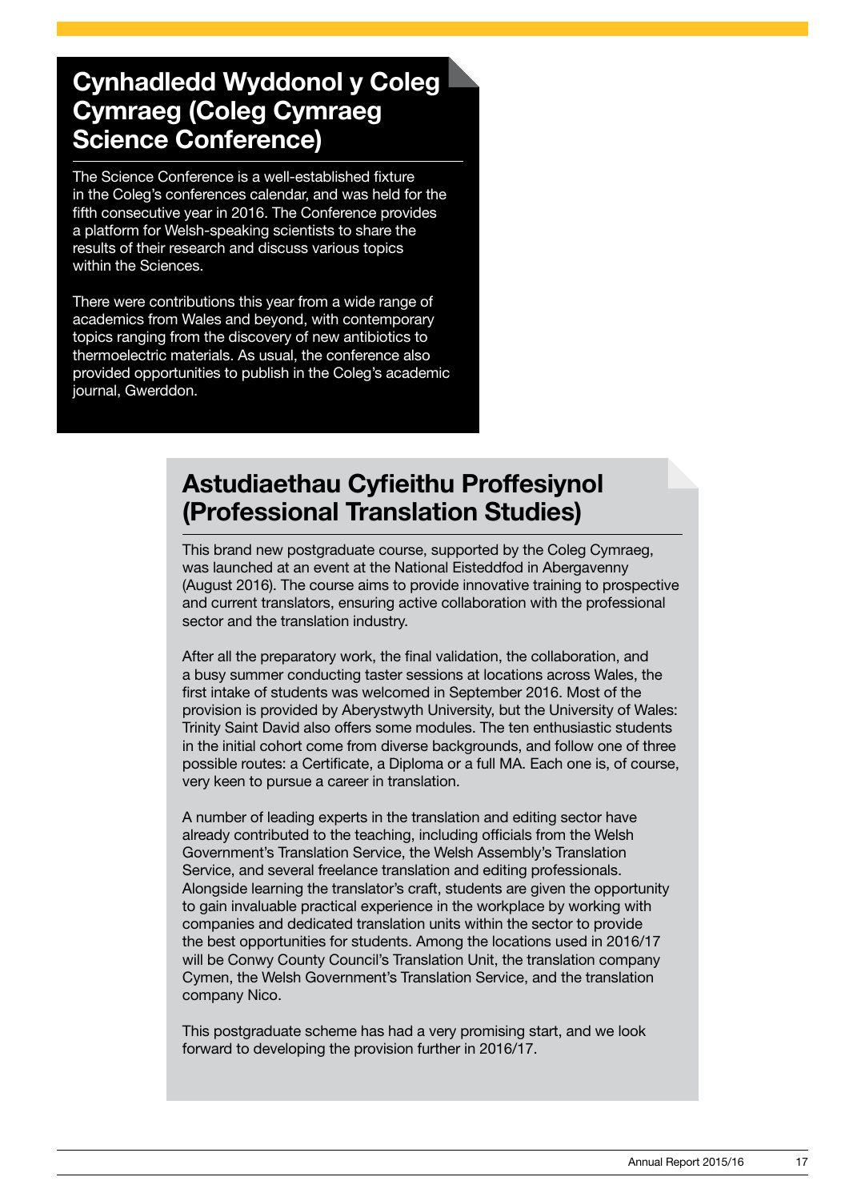## Cynhadledd Wyddonol y Coleg Cymraeg (Coleg Cymraeg Science Conference)

The Science Conference is a well-established fixture in the Coleg's conferences calendar, and was held for the fifth consecutive year in 2016. The Conference provides a platform for Welsh-speaking scientists to share the results of their research and discuss various topics within the Sciences.

There were contributions this year from a wide range of academics from Wales and beyond, with contemporary topics ranging from the discovery of new antibiotics to thermoelectric materials. As usual, the conference also provided opportunities to publish in the Coleg's academic journal, Gwerddon.

## Astudiaethau Cyfieithu Proffesiynol (Professional Translation Studies)

This brand new postgraduate course, supported by the Coleg Cymraeg, was launched at an event at the National Eisteddfod in Abergavenny (August 2016). The course aims to provide innovative training to prospective and current translators, ensuring active collaboration with the professional sector and the translation industry.

After all the preparatory work, the final validation, the collaboration, and a busy summer conducting taster sessions at locations across Wales, the first intake of students was welcomed in September 2016. Most of the provision is provided by Aberystwyth University, but the University of Wales: Trinity Saint David also offers some modules. The ten enthusiastic students in the initial cohort come from diverse backgrounds, and follow one of three possible routes: a Certificate, a Diploma or a full MA. Each one is, of course, very keen to pursue a career in translation.

A number of leading experts in the translation and editing sector have already contributed to the teaching, including officials from the Welsh Government's Translation Service, the Welsh Assembly's Translation Service, and several freelance translation and editing professionals. Alongside learning the translator's craft, students are given the opportunity to gain invaluable practical experience in the workplace by working with companies and dedicated translation units within the sector to provide the best opportunities for students. Among the locations used in 2016/17 will be Conwy County Council's Translation Unit, the translation company Cymen, the Welsh Government's Translation Service, and the translation company Nico.

This postgraduate scheme has had a very promising start, and we look forward to developing the provision further in 2016/17.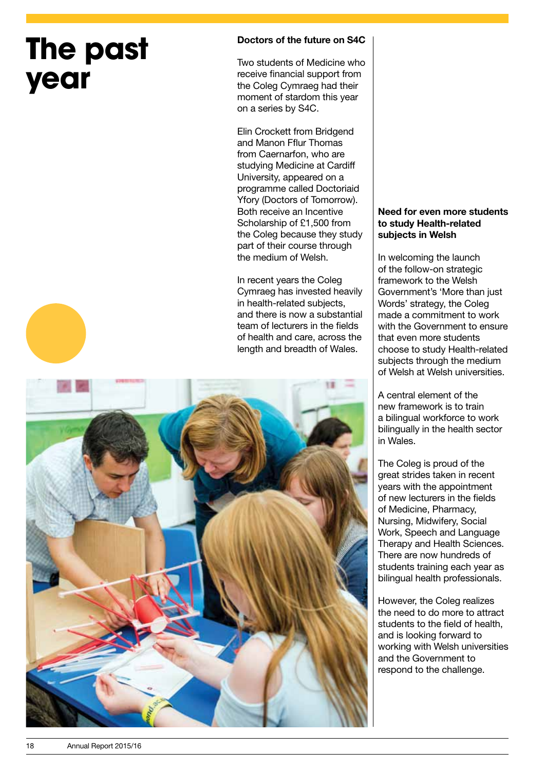# The past year

### Doctors of the future on S4C

Two students of Medicine who receive financial support from the Coleg Cymraeg had their moment of stardom this year on a series by S4C.

Elin Crockett from Bridgend and Manon Fflur Thomas from Caernarfon, who are studying Medicine at Cardiff University, appeared on a programme called Doctoriaid Yfory (Doctors of Tomorrow). Both receive an Incentive Scholarship of £1,500 from the Coleg because they study part of their course through the medium of Welsh.

In recent years the Coleg Cymraeg has invested heavily in health-related subjects, and there is now a substantial team of lecturers in the fields of health and care, across the length and breadth of Wales.

### Need for even more students to study Health-related subjects in Welsh

In welcoming the launch of the follow-on strategic framework to the Welsh Government's 'More than just Words' strategy, the Coleg made a commitment to work with the Government to ensure that even more students choose to study Health-related subjects through the medium of Welsh at Welsh universities.

A central element of the new framework is to train a bilingual workforce to work bilingually in the health sector in Wales.

The Coleg is proud of the great strides taken in recent years with the appointment of new lecturers in the fields of Medicine, Pharmacy, Nursing, Midwifery, Social Work, Speech and Language Therapy and Health Sciences. There are now hundreds of students training each year as bilingual health professionals.

However, the Coleg realizes the need to do more to attract students to the field of health, and is looking forward to working with Welsh universities and the Government to respond to the challenge.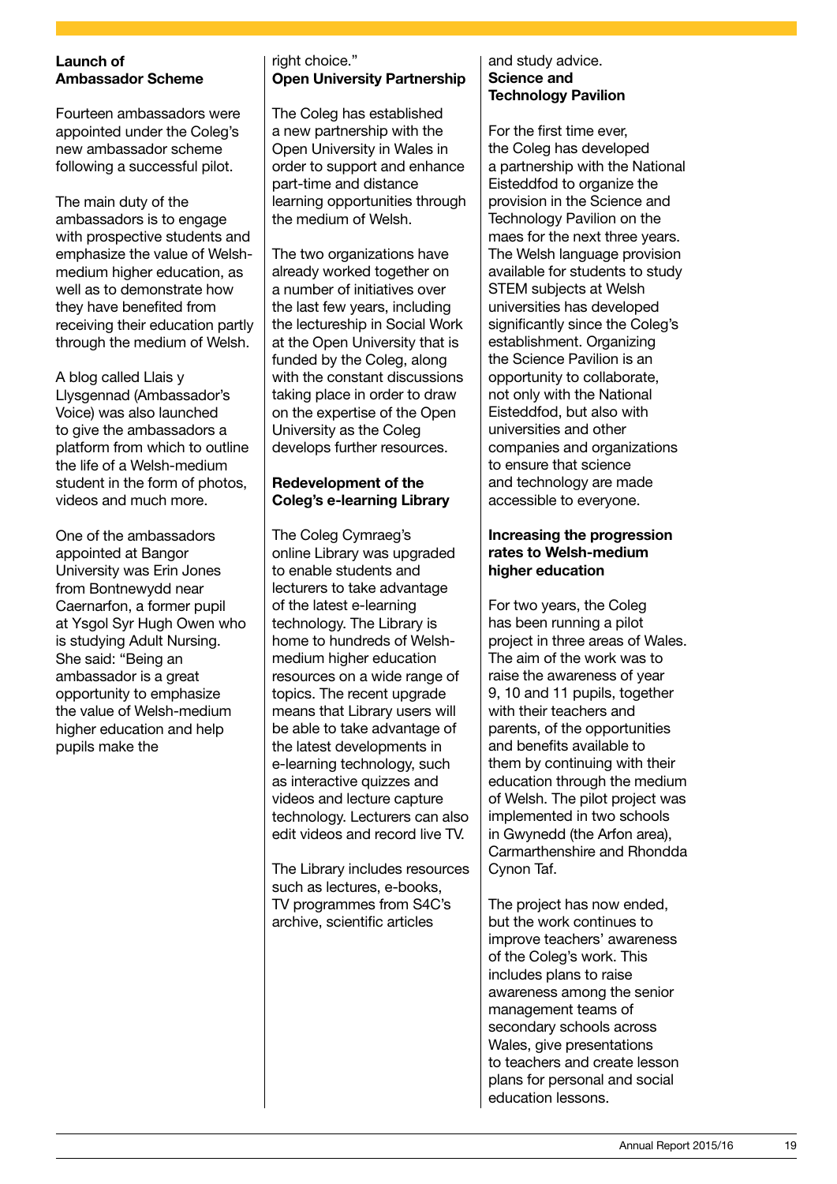## Launch of Ambassador Scheme

Fourteen ambassadors were appointed under the Coleg's new ambassador scheme following a successful pilot.

The main duty of the ambassadors is to engage with prospective students and emphasize the value of Welsh-medium higher education, as well as to demonstrate how they have benefited from receiving their education partly through the medium of Welsh.

A blog called Llais y Llysgennad (Ambassador's Voice) was also launched to give the ambassadors a platform from which to outline the life of a Welsh-medium student in the form of photos, videos and much more.

One of the ambassadors appointed at Bangor University was Erin Jones from Bontnewydd near Caernarfon, a former pupil at Ysgol Syr Hugh Owen who is studying Adult Nursing. She said: "Being an ambassador is a great opportunity to emphasize the value of Welsh-medium higher education and help pupils make the right choice."

## Open University Partnership

The Coleg has established a new partnership with the Open University in Wales in order to support and enhance part-time and distance learning opportunities through the medium of Welsh.

The two organizations have already worked together on a number of initiatives over the last few years, including the lectureship in Social Work at the Open University that is funded by the Coleg, along with the constant discussions taking place in order to draw on the expertise of the Open University as the Coleg develops further resources.

## Redevelopment of the Coleg's e-learning Library

The Coleg Cymraeg's online Library was upgraded to enable students and lecturers to take advantage of the latest e-learning technology. The Library is home to hundreds of Welsh-medium higher education resources on a wide range of topics. The recent upgrade means that Library users will be able to take advantage of the latest developments in e-learning technology, such as interactive quizzes and videos and lecture capture technology. Lecturers can also edit videos and record live TV.

The Library includes resources such as lectures, e-books, TV programmes from S4C's archive, scientific articles and study advice.

## Science and Technology Pavilion

For the first time ever, the Coleg has developed a partnership with the National Eisteddfod to organize the provision in the Science and Technology Pavilion on the maes for the next three years. The Welsh language provision available for students to study STEM subjects at Welsh universities has developed significantly since the Coleg's establishment. Organizing the Science Pavilion is an opportunity to collaborate, not only with the National Eisteddfod, but also with universities and other companies and organizations to ensure that science and technology are made accessible to everyone.

## Increasing the progression rates to Welsh-medium higher education

For two years, the Coleg has been running a pilot project in three areas of Wales. The aim of the work was to raise the awareness of year 9, 10 and 11 pupils, together with their teachers and parents, of the opportunities and benefits available to them by continuing with their education through the medium of Welsh. The pilot project was implemented in two schools in Gwynedd (the Arfon area), Carmarthenshire and Rhondda Cynon Taf.

The project has now ended, but the work continues to improve teachers' awareness of the Coleg's work. This includes plans to raise awareness among the senior management teams of secondary schools across Wales, give presentations to teachers and create lesson plans for personal and social education lessons.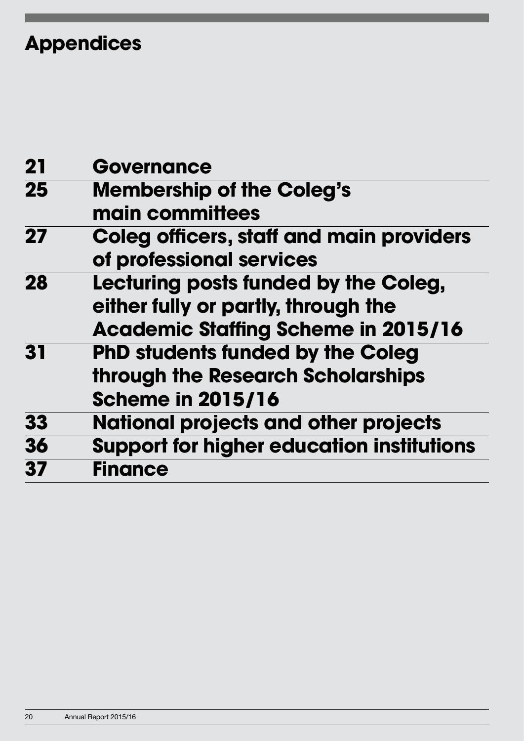# Appendices

| | |
|---|---|
| 21 | Governance |
| 25 | Membership of the Coleg's main committees |
| 27 | Coleg officers, staff and main providers of professional services |
| 28 | Lecturing posts funded by the Coleg, either fully or partly, through the Academic Staffing Scheme in 2015/16 |
| 31 | PhD students funded by the Coleg through the Research Scholarships Scheme in 2015/16 |
| 33 | National projects and other projects |
| 36 | Support for higher education institutions |
| 37 | Finance |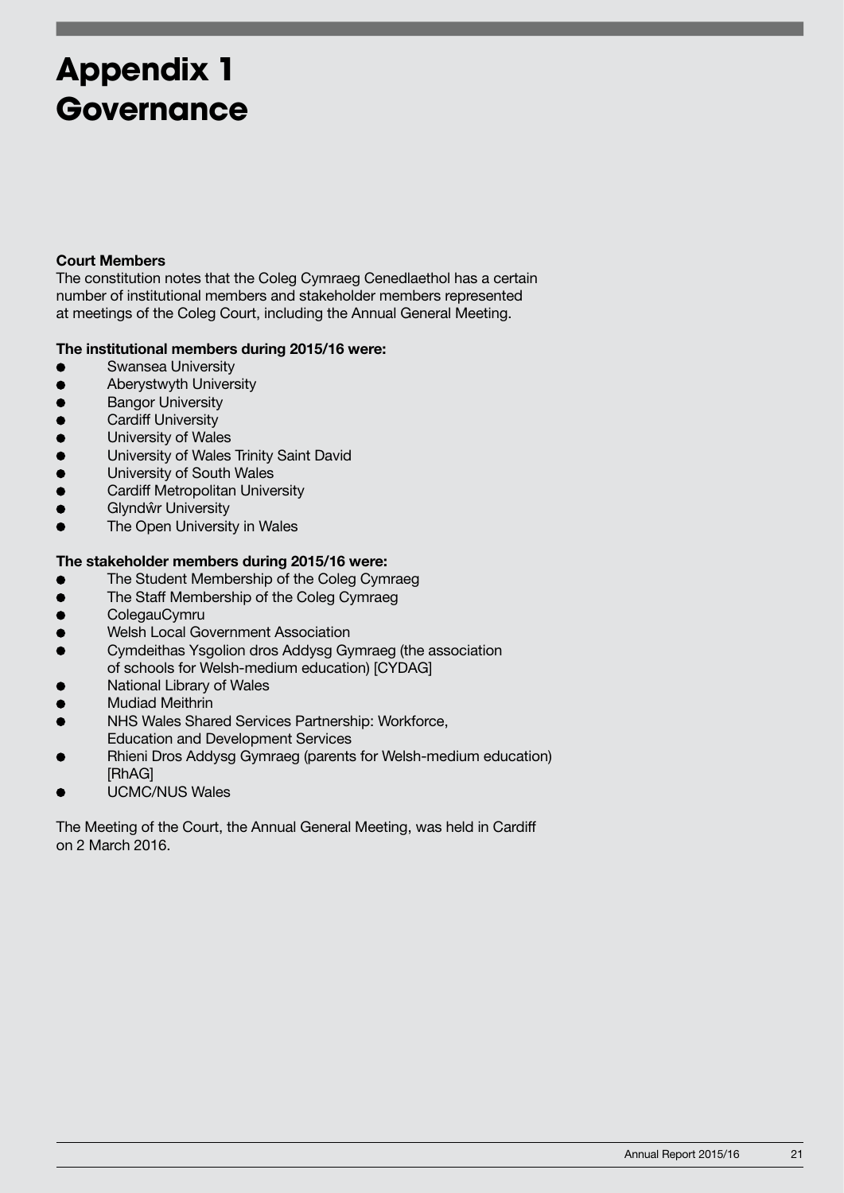# Appendix 1
# Governance

**Court Members**
The constitution notes that the Coleg Cymraeg Cenedlaethol has a certain number of institutional members and stakeholder members represented at meetings of the Coleg Court, including the Annual General Meeting.

**The institutional members during 2015/16 were:**

- Swansea University
- Aberystwyth University
- Bangor University
- Cardiff University
- University of Wales
- University of Wales Trinity Saint David
- University of South Wales
- Cardiff Metropolitan University
- Glyndŵr University
- The Open University in Wales

**The stakeholder members during 2015/16 were:**

- The Student Membership of the Coleg Cymraeg
- The Staff Membership of the Coleg Cymraeg
- ColegauCymru
- Welsh Local Government Association
- Cymdeithas Ysgolion dros Addysg Gymraeg (the association of schools for Welsh-medium education) [CYDAG]
- National Library of Wales
- Mudiad Meithrin
- NHS Wales Shared Services Partnership: Workforce, Education and Development Services
- Rhieni Dros Addysg Gymraeg (parents for Welsh-medium education) [RhAG]
- UCMC/NUS Wales

The Meeting of the Court, the Annual General Meeting, was held in Cardiff on 2 March 2016.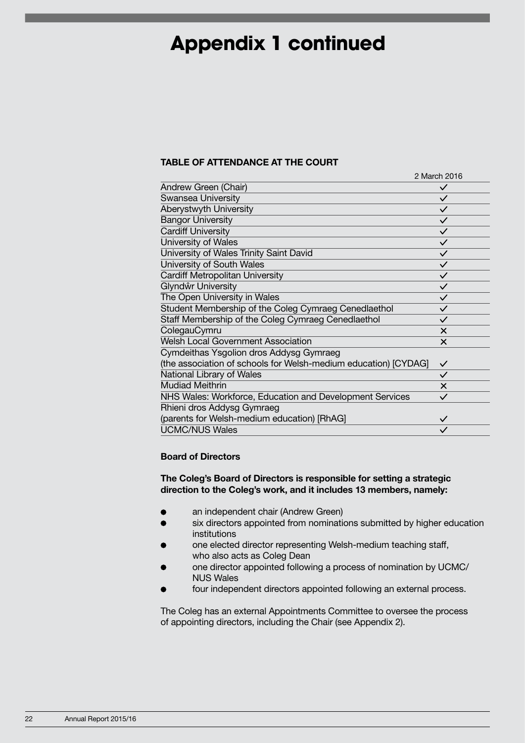# Appendix 1 continued

**TABLE OF ATTENDANCE AT THE COURT**

| | 2 March 2016 |
|---|---|
| Andrew Green (Chair) | ✓ |
| Swansea University | ✓ |
| Aberystwyth University | ✓ |
| Bangor University | ✓ |
| Cardiff University | ✓ |
| University of Wales | ✓ |
| University of Wales Trinity Saint David | ✓ |
| University of South Wales | ✓ |
| Cardiff Metropolitan University | ✓ |
| Glyndŵr University | ✓ |
| The Open University in Wales | ✓ |
| Student Membership of the Coleg Cymraeg Cenedlaethol | ✓ |
| Staff Membership of the Coleg Cymraeg Cenedlaethol | ✓ |
| ColegauCymru | ✕ |
| Welsh Local Government Association | ✕ |
| Cymdeithas Ysgolion dros Addysg Gymraeg (the association of schools for Welsh-medium education) [CYDAG] | ✓ |
| National Library of Wales | ✓ |
| Mudiad Meithrin | ✕ |
| NHS Wales: Workforce, Education and Development Services | ✓ |
| Rhieni dros Addysg Gymraeg (parents for Welsh-medium education) [RhAG] | ✓ |
| UCMC/NUS Wales | ✓ |

**Board of Directors**

**The Coleg's Board of Directors is responsible for setting a strategic direction to the Coleg's work, and it includes 13 members, namely:**

- an independent chair (Andrew Green)
- six directors appointed from nominations submitted by higher education institutions
- one elected director representing Welsh-medium teaching staff, who also acts as Coleg Dean
- one director appointed following a process of nomination by UCMC/NUS Wales
- four independent directors appointed following an external process.

The Coleg has an external Appointments Committee to oversee the process of appointing directors, including the Chair (see Appendix 2).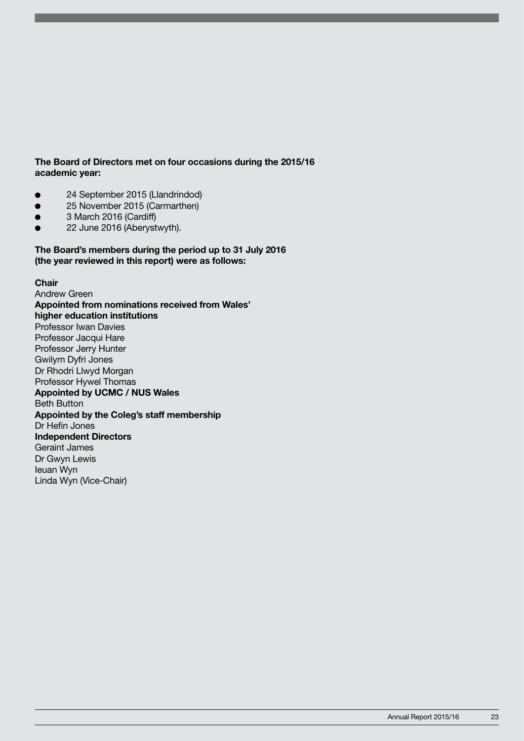**The Board of Directors met on four occasions during the 2015/16 academic year:**

- 24 September 2015 (Llandrindod)
- 25 November 2015 (Carmarthen)
- 3 March 2016 (Cardiff)
- 22 June 2016 (Aberystwyth).

**The Board's members during the period up to 31 July 2016 (the year reviewed in this report) were as follows:**

**Chair**
Andrew Green
**Appointed from nominations received from Wales' higher education institutions**
Professor Iwan Davies
Professor Jacqui Hare
Professor Jerry Hunter
Gwilym Dyfri Jones
Dr Rhodri Llwyd Morgan
Professor Hywel Thomas
**Appointed by UCMC / NUS Wales**
Beth Button
**Appointed by the Coleg's staff membership**
Dr Hefin Jones
**Independent Directors**
Geraint James
Dr Gwyn Lewis
Ieuan Wyn
Linda Wyn (Vice-Chair)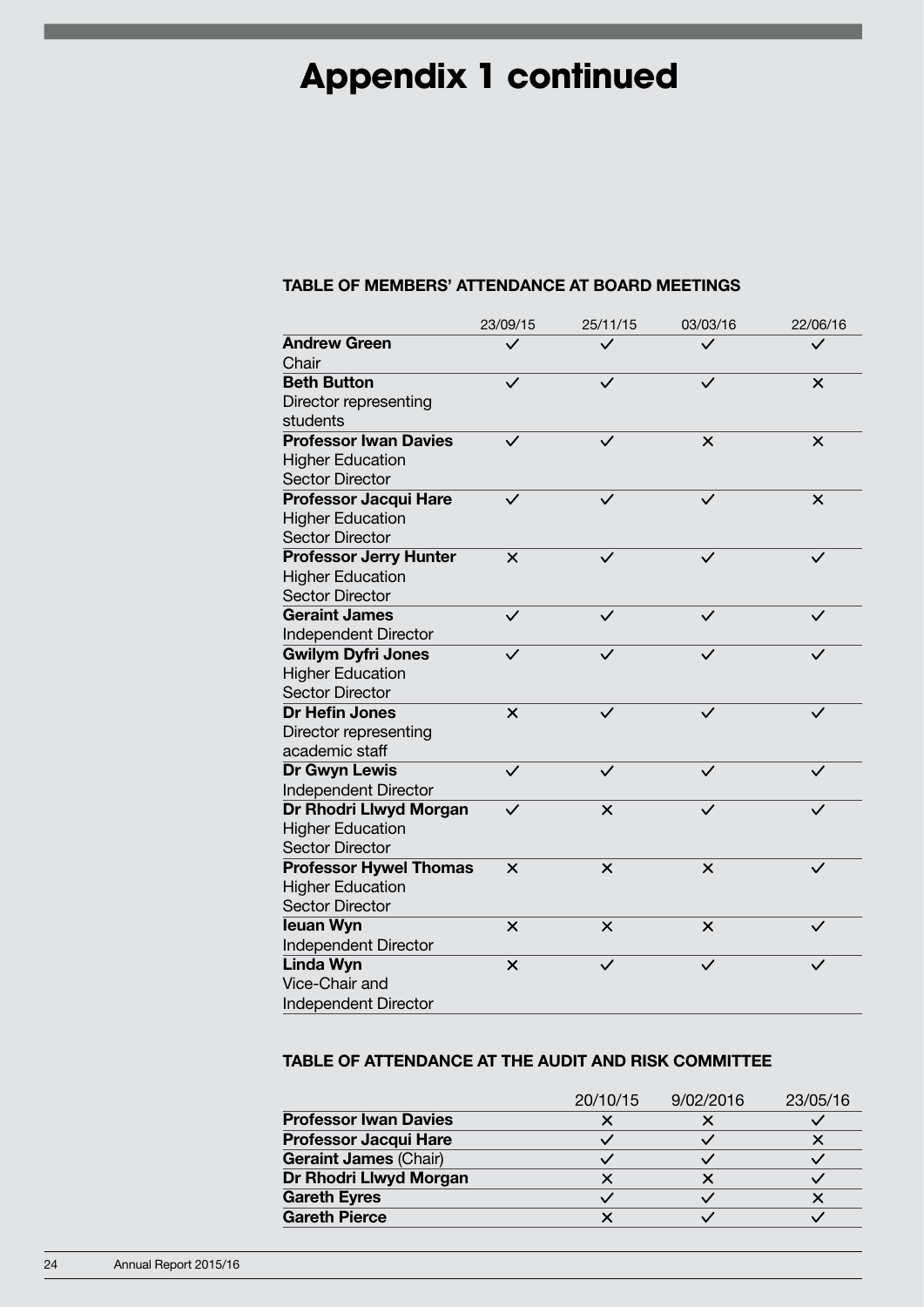# Appendix 1 continued

### TABLE OF MEMBERS' ATTENDANCE AT BOARD MEETINGS

| | 23/09/15 | 25/11/15 | 03/03/16 | 22/06/16 |
|---|---|---|---|---|
| **Andrew Green** Chair | ✓ | ✓ | ✓ | ✓ |
| **Beth Button** Director representing students | ✓ | ✓ | ✓ | ✕ |
| **Professor Iwan Davies** Higher Education Sector Director | ✓ | ✓ | ✕ | ✕ |
| **Professor Jacqui Hare** Higher Education Sector Director | ✓ | ✓ | ✓ | ✕ |
| **Professor Jerry Hunter** Higher Education Sector Director | ✕ | ✓ | ✓ | ✓ |
| **Geraint James** Independent Director | ✓ | ✓ | ✓ | ✓ |
| **Gwilym Dyfri Jones** Higher Education Sector Director | ✓ | ✓ | ✓ | ✓ |
| **Dr Hefin Jones** Director representing academic staff | ✕ | ✓ | ✓ | ✓ |
| **Dr Gwyn Lewis** Independent Director | ✓ | ✓ | ✓ | ✓ |
| **Dr Rhodri Llwyd Morgan** Higher Education Sector Director | ✓ | ✕ | ✓ | ✓ |
| **Professor Hywel Thomas** Higher Education Sector Director | ✕ | ✕ | ✕ | ✓ |
| **Ieuan Wyn** Independent Director | ✕ | ✕ | ✕ | ✓ |
| **Linda Wyn** Vice-Chair and Independent Director | ✕ | ✓ | ✓ | ✓ |

### TABLE OF ATTENDANCE AT THE AUDIT AND RISK COMMITTEE

| | 20/10/15 | 9/02/2016 | 23/05/16 |
|---|---|---|---|
| **Professor Iwan Davies** | ✕ | ✕ | ✓ |
| **Professor Jacqui Hare** | ✓ | ✓ | ✕ |
| **Geraint James** (Chair) | ✓ | ✓ | ✓ |
| **Dr Rhodri Llwyd Morgan** | ✕ | ✕ | ✓ |
| **Gareth Eyres** | ✓ | ✓ | ✕ |
| **Gareth Pierce** | ✕ | ✓ | ✓ |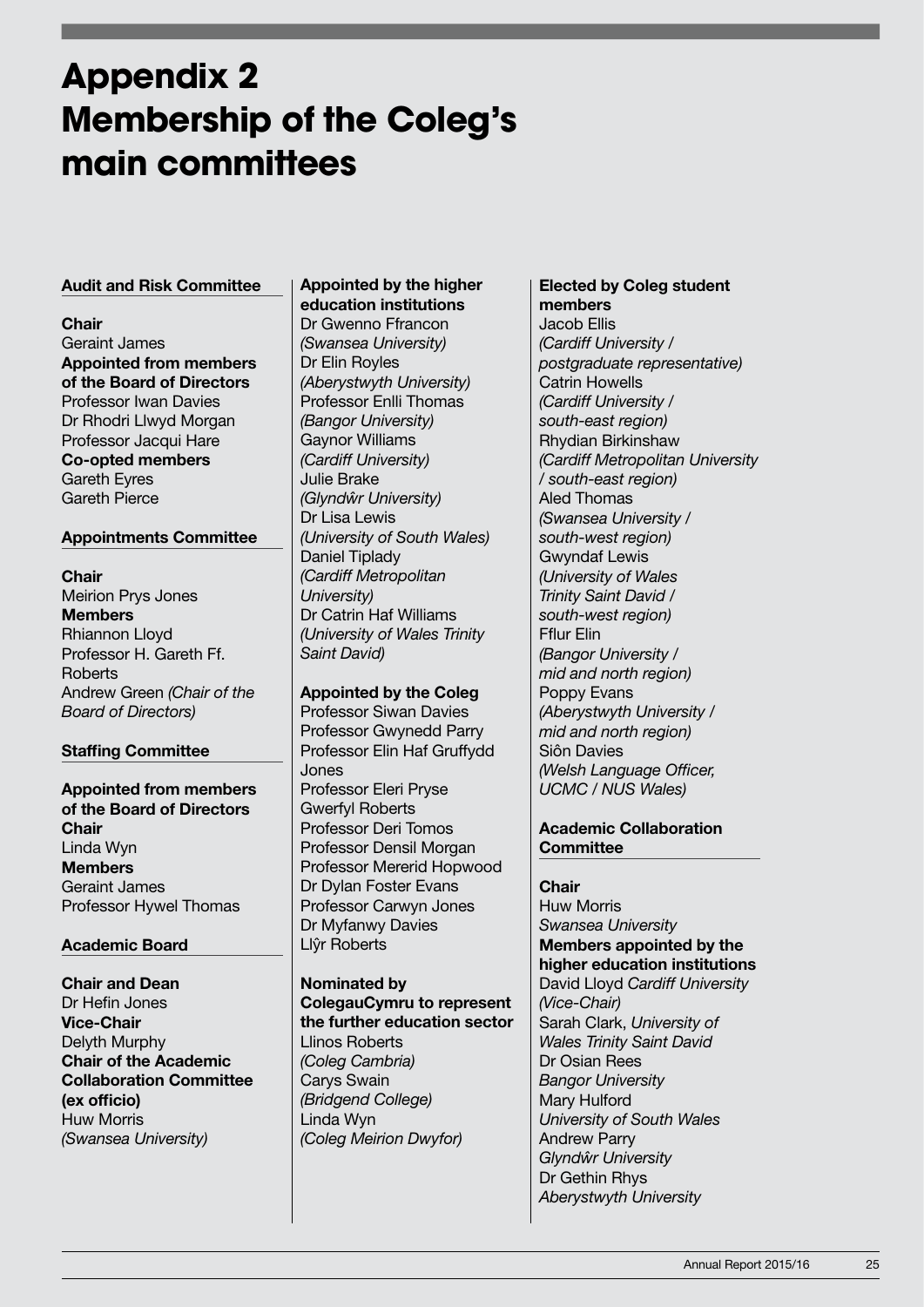# Appendix 2 Membership of the Coleg's main committees

### Audit and Risk Committee

**Chair**
Geraint James
**Appointed from members of the Board of Directors**
Professor Iwan Davies
Dr Rhodri Llwyd Morgan
Professor Jacqui Hare
**Co-opted members**
Gareth Eyres
Gareth Pierce

### Appointments Committee

**Chair**
Meirion Prys Jones
**Members**
Rhiannon Lloyd
Professor H. Gareth Ff. Roberts
Andrew Green *(Chair of the Board of Directors)*

### Staffing Committee

**Appointed from members of the Board of Directors**
**Chair**
Linda Wyn
**Members**
Geraint James
Professor Hywel Thomas

### Academic Board

**Chair and Dean**
Dr Hefin Jones
**Vice-Chair**
Delyth Murphy
**Chair of the Academic Collaboration Committee (ex officio)**
Huw Morris
*(Swansea University)*

**Appointed by the higher education institutions**
Dr Gwenno Ffrancon
*(Swansea University)*
Dr Elin Royles
*(Aberystwyth University)*
Professor Enlli Thomas
*(Bangor University)*
Gaynor Williams
*(Cardiff University)*
Julie Brake
*(Glyndŵr University)*
Dr Lisa Lewis
*(University of South Wales)*
Daniel Tiplady
*(Cardiff Metropolitan University)*
Dr Catrin Haf Williams
*(University of Wales Trinity Saint David)*

**Appointed by the Coleg**
Professor Siwan Davies
Professor Gwynedd Parry
Professor Elin Haf Gruffydd Jones
Professor Eleri Pryse
Gwerfyl Roberts
Professor Deri Tomos
Professor Densil Morgan
Professor Mererid Hopwood
Dr Dylan Foster Evans
Professor Carwyn Jones
Dr Myfanwy Davies
Llŷr Roberts

**Nominated by ColegauCymru to represent the further education sector**
Llinos Roberts
*(Coleg Cambria)*
Carys Swain
*(Bridgend College)*
Linda Wyn
*(Coleg Meirion Dwyfor)*

**Elected by Coleg student members**
Jacob Ellis
*(Cardiff University / postgraduate representative)*
Catrin Howells
*(Cardiff University / south-east region)*
Rhydian Birkinshaw
*(Cardiff Metropolitan University / south-east region)*
Aled Thomas
*(Swansea University / south-west region)*
Gwyndaf Lewis
*(University of Wales Trinity Saint David / south-west region)*
Fflur Elin
*(Bangor University / mid and north region)*
Poppy Evans
*(Aberystwyth University / mid and north region)*
Siôn Davies
*(Welsh Language Officer, UCMC / NUS Wales)*

### Academic Collaboration Committee

**Chair**
Huw Morris
*Swansea University*
**Members appointed by the higher education institutions**
David Lloyd *Cardiff University (Vice-Chair)*
Sarah Clark, *University of Wales Trinity Saint David*
Dr Osian Rees
*Bangor University*
Mary Hulford
*University of South Wales*
Andrew Parry
*Glyndŵr University*
Dr Gethin Rhys
*Aberystwyth University*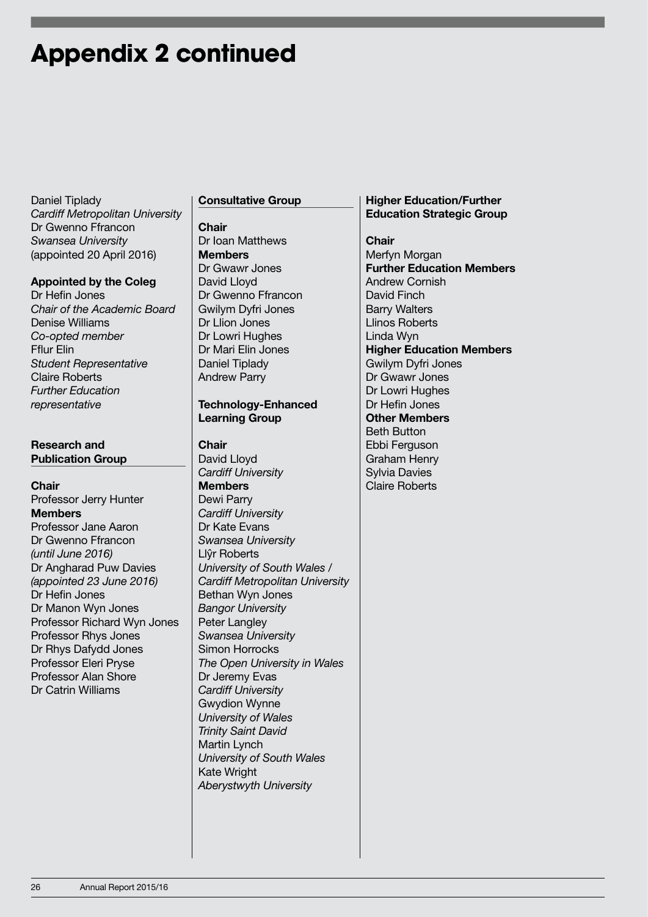# Appendix 2 continued

Daniel Tiplady
*Cardiff Metropolitan University*
Dr Gwenno Ffrancon
*Swansea University*
(appointed 20 April 2016)

**Appointed by the Coleg**
Dr Hefin Jones
*Chair of the Academic Board*
Denise Williams
*Co-opted member*
Fflur Elin
*Student Representative*
Claire Roberts
*Further Education representative*

### Research and Publication Group

**Chair**
Professor Jerry Hunter
**Members**
Professor Jane Aaron
Dr Gwenno Ffrancon
*(until June 2016)*
Dr Angharad Puw Davies
*(appointed 23 June 2016)*
Dr Hefin Jones
Dr Manon Wyn Jones
Professor Richard Wyn Jones
Professor Rhys Jones
Dr Rhys Dafydd Jones
Professor Eleri Pryse
Professor Alan Shore
Dr Catrin Williams

### Consultative Group

**Chair**
Dr Ioan Matthews
**Members**
Dr Gwawr Jones
David Lloyd
Dr Gwenno Ffrancon
Gwilym Dyfri Jones
Dr Llion Jones
Dr Lowri Hughes
Dr Mari Elin Jones
Daniel Tiplady
Andrew Parry

### Technology-Enhanced Learning Group

**Chair**
David Lloyd
*Cardiff University*
**Members**
Dewi Parry
*Cardiff University*
Dr Kate Evans
*Swansea University*
Llŷr Roberts
*University of South Wales / Cardiff Metropolitan University*
Bethan Wyn Jones
*Bangor University*
Peter Langley
*Swansea University*
Simon Horrocks
*The Open University in Wales*
Dr Jeremy Evas
*Cardiff University*
Gwydion Wynne
*University of Wales Trinity Saint David*
Martin Lynch
*University of South Wales*
Kate Wright
*Aberystwyth University*

### Higher Education/Further Education Strategic Group

**Chair**
Merfyn Morgan
**Further Education Members**
Andrew Cornish
David Finch
Barry Walters
Llinos Roberts
Linda Wyn
**Higher Education Members**
Gwilym Dyfri Jones
Dr Gwawr Jones
Dr Lowri Hughes
Dr Hefin Jones
**Other Members**
Beth Button
Ebbi Ferguson
Graham Henry
Sylvia Davies
Claire Roberts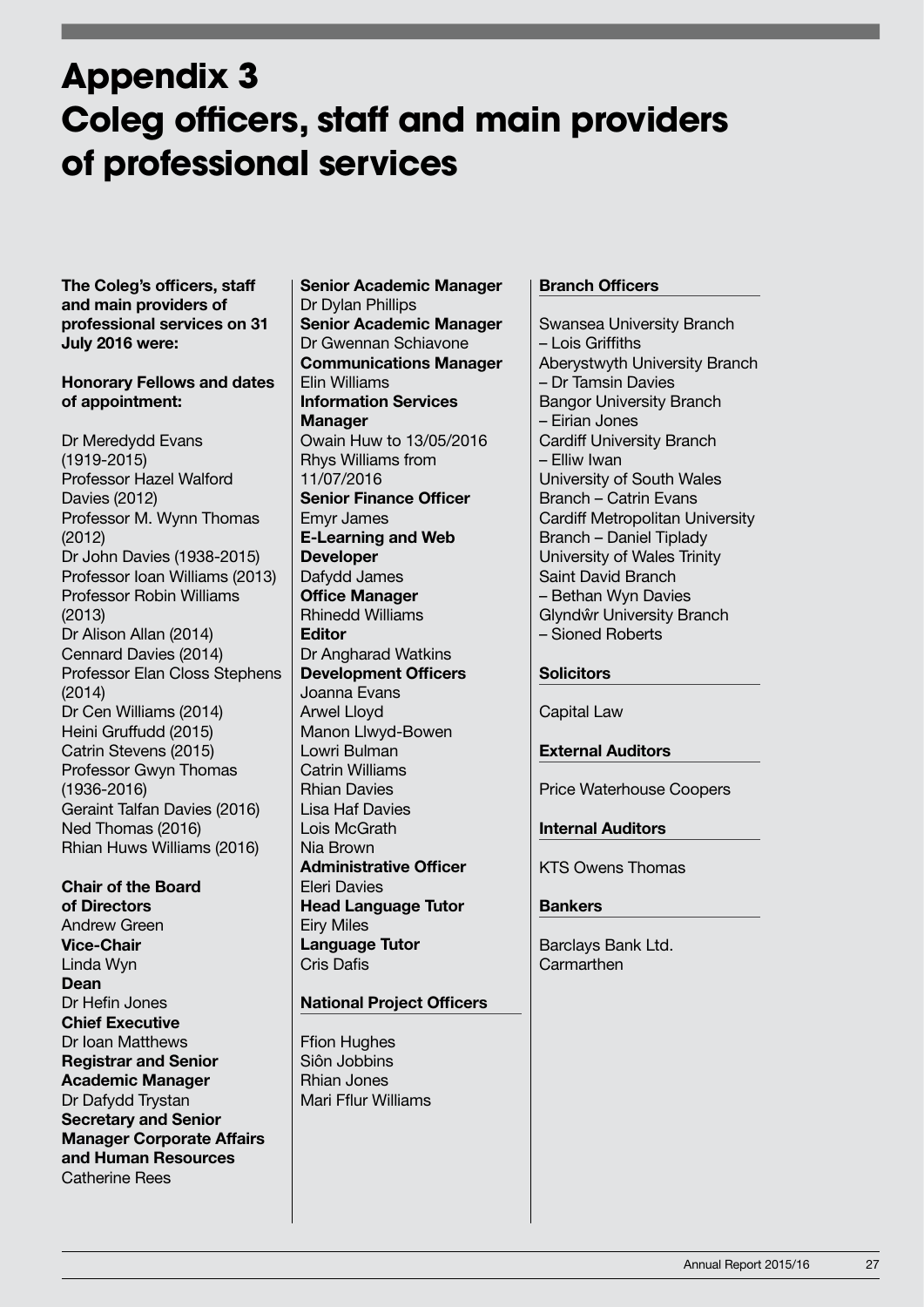# Appendix 3
# Coleg officers, staff and main providers of professional services

**The Coleg's officers, staff and main providers of professional services on 31 July 2016 were:**

**Honorary Fellows and dates of appointment:**

Dr Meredydd Evans (1919-2015)
Professor Hazel Walford Davies (2012)
Professor M. Wynn Thomas (2012)
Dr John Davies (1938-2015)
Professor Ioan Williams (2013)
Professor Robin Williams (2013)
Dr Alison Allan (2014)
Cennard Davies (2014)
Professor Elan Closs Stephens (2014)
Dr Cen Williams (2014)
Heini Gruffudd (2015)
Catrin Stevens (2015)
Professor Gwyn Thomas (1936-2016)
Geraint Talfan Davies (2016)
Ned Thomas (2016)
Rhian Huws Williams (2016)

**Chair of the Board of Directors**
Andrew Green
**Vice-Chair**
Linda Wyn
**Dean**
Dr Hefin Jones
**Chief Executive**
Dr Ioan Matthews
**Registrar and Senior Academic Manager**
Dr Dafydd Trystan
**Secretary and Senior Manager Corporate Affairs and Human Resources**
Catherine Rees
**Senior Academic Manager**
Dr Dylan Phillips
**Senior Academic Manager**
Dr Gwennan Schiavone
**Communications Manager**
Elin Williams
**Information Services Manager**
Owain Huw to 13/05/2016
Rhys Williams from 11/07/2016
**Senior Finance Officer**
Emyr James
**E-Learning and Web Developer**
Dafydd James
**Office Manager**
Rhinedd Williams
**Editor**
Dr Angharad Watkins
**Development Officers**
Joanna Evans
Arwel Lloyd
Manon Llwyd-Bowen
Lowri Bulman
Catrin Williams
Rhian Davies
Lisa Haf Davies
Lois McGrath
Nia Brown
**Administrative Officer**
Eleri Davies
**Head Language Tutor**
Eiry Miles
**Language Tutor**
Cris Dafis

**National Project Officers**

Ffion Hughes
Siôn Jobbins
Rhian Jones
Mari Fflur Williams

**Branch Officers**

Swansea University Branch – Lois Griffiths
Aberystwyth University Branch – Dr Tamsin Davies
Bangor University Branch – Eirian Jones
Cardiff University Branch – Elliw Iwan
University of South Wales Branch – Catrin Evans
Cardiff Metropolitan University Branch – Daniel Tiplady
University of Wales Trinity Saint David Branch – Bethan Wyn Davies
Glyndŵr University Branch – Sioned Roberts

**Solicitors**

Capital Law

**External Auditors**

Price Waterhouse Coopers

**Internal Auditors**

KTS Owens Thomas

**Bankers**

Barclays Bank Ltd.
Carmarthen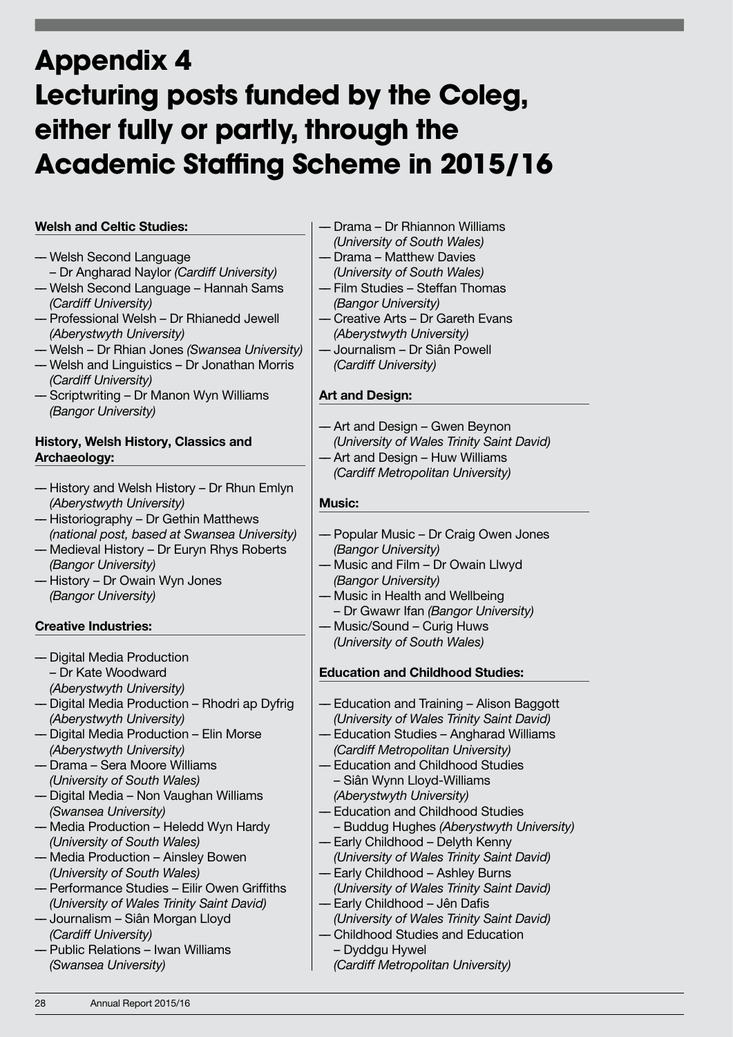# Appendix 4
# Lecturing posts funded by the Coleg, either fully or partly, through the Academic Staffing Scheme in 2015/16

### Welsh and Celtic Studies:

- Welsh Second Language – Dr Angharad Naylor *(Cardiff University)*
- Welsh Second Language – Hannah Sams *(Cardiff University)*
- Professional Welsh – Dr Rhianedd Jewell *(Aberystwyth University)*
- Welsh – Dr Rhian Jones *(Swansea University)*
- Welsh and Linguistics – Dr Jonathan Morris *(Cardiff University)*
- Scriptwriting – Dr Manon Wyn Williams *(Bangor University)*

### History, Welsh History, Classics and Archaeology:

- History and Welsh History – Dr Rhun Emlyn *(Aberystwyth University)*
- Historiography – Dr Gethin Matthews *(national post, based at Swansea University)*
- Medieval History – Dr Euryn Rhys Roberts *(Bangor University)*
- History – Dr Owain Wyn Jones *(Bangor University)*

### Creative Industries:

- Digital Media Production – Dr Kate Woodward *(Aberystwyth University)*
- Digital Media Production – Rhodri ap Dyfrig *(Aberystwyth University)*
- Digital Media Production – Elin Morse *(Aberystwyth University)*
- Drama – Sera Moore Williams *(University of South Wales)*
- Digital Media – Non Vaughan Williams *(Swansea University)*
- Media Production – Heledd Wyn Hardy *(University of South Wales)*
- Media Production – Ainsley Bowen *(University of South Wales)*
- Performance Studies – Eilir Owen Griffiths *(University of Wales Trinity Saint David)*
- Journalism – Siân Morgan Lloyd *(Cardiff University)*
- Public Relations – Iwan Williams *(Swansea University)*
- Drama – Dr Rhiannon Williams *(University of South Wales)*
- Drama – Matthew Davies *(University of South Wales)*
- Film Studies – Steffan Thomas *(Bangor University)*
- Creative Arts – Dr Gareth Evans *(Aberystwyth University)*
- Journalism – Dr Siân Powell *(Cardiff University)*

### Art and Design:

- Art and Design – Gwen Beynon *(University of Wales Trinity Saint David)*
- Art and Design – Huw Williams *(Cardiff Metropolitan University)*

### Music:

- Popular Music – Dr Craig Owen Jones *(Bangor University)*
- Music and Film – Dr Owain Llwyd *(Bangor University)*
- Music in Health and Wellbeing – Dr Gwawr Ifan *(Bangor University)*
- Music/Sound – Curig Huws *(University of South Wales)*

### Education and Childhood Studies:

- Education and Training – Alison Baggott *(University of Wales Trinity Saint David)*
- Education Studies – Angharad Williams *(Cardiff Metropolitan University)*
- Education and Childhood Studies – Siân Wynn Lloyd-Williams *(Aberystwyth University)*
- Education and Childhood Studies – Buddug Hughes *(Aberystwyth University)*
- Early Childhood – Delyth Kenny *(University of Wales Trinity Saint David)*
- Early Childhood – Ashley Burns *(University of Wales Trinity Saint David)*
- Early Childhood – Jên Dafis *(University of Wales Trinity Saint David)*
- Childhood Studies and Education – Dyddgu Hywel *(Cardiff Metropolitan University)*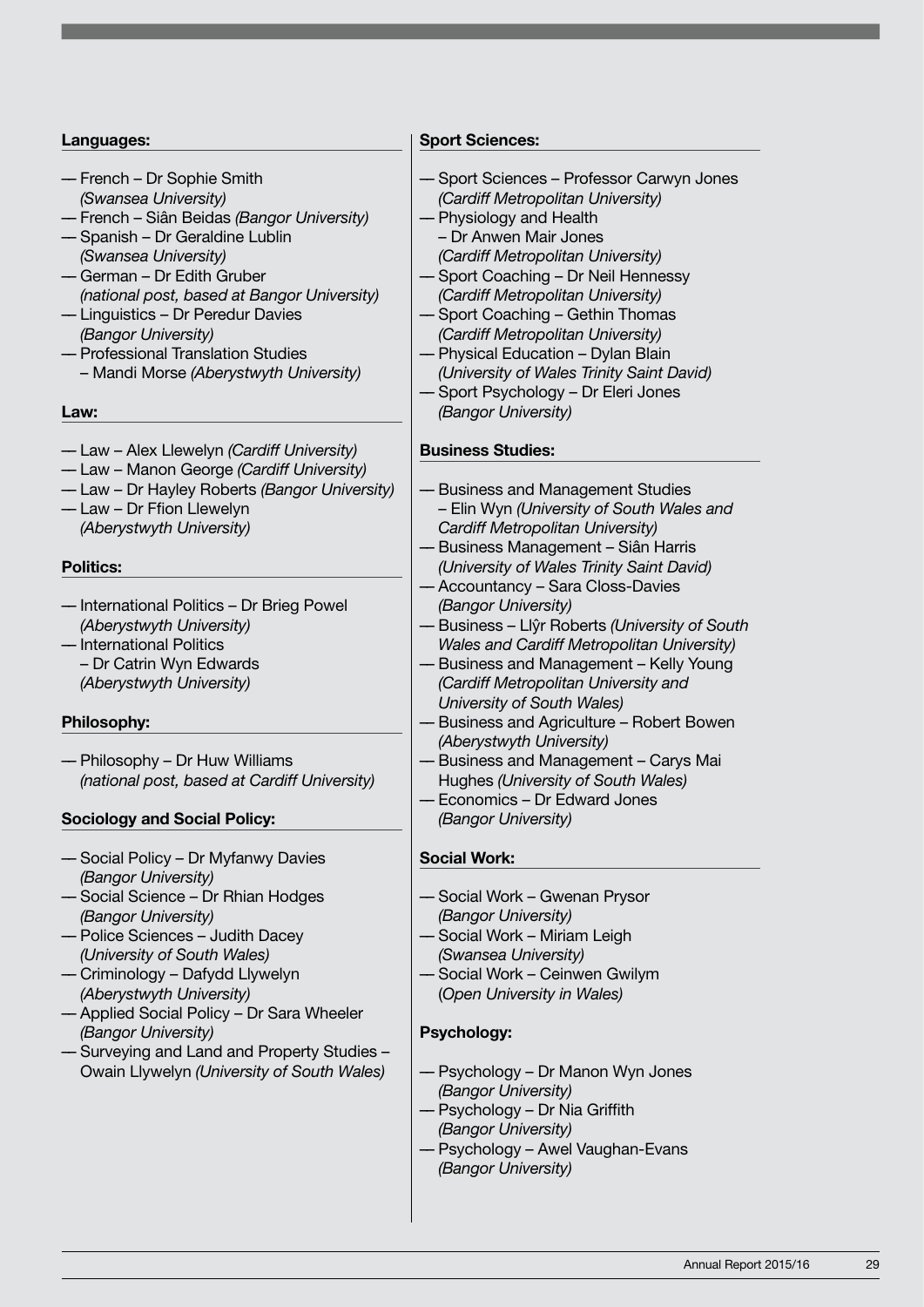**Languages:**

— French – Dr Sophie Smith *(Swansea University)*
— French – Siân Beidas *(Bangor University)*
— Spanish – Dr Geraldine Lublin *(Swansea University)*
— German – Dr Edith Gruber *(national post, based at Bangor University)*
— Linguistics – Dr Peredur Davies *(Bangor University)*
— Professional Translation Studies – Mandi Morse *(Aberystwyth University)*

**Law:**

— Law – Alex Llewelyn *(Cardiff University)*
— Law – Manon George *(Cardiff University)*
— Law – Dr Hayley Roberts *(Bangor University)*
— Law – Dr Ffion Llewelyn *(Aberystwyth University)*

**Politics:**

— International Politics – Dr Brieg Powel *(Aberystwyth University)*
— International Politics – Dr Catrin Wyn Edwards *(Aberystwyth University)*

**Philosophy:**

— Philosophy – Dr Huw Williams *(national post, based at Cardiff University)*

**Sociology and Social Policy:**

— Social Policy – Dr Myfanwy Davies *(Bangor University)*
— Social Science – Dr Rhian Hodges *(Bangor University)*
— Police Sciences – Judith Dacey *(University of South Wales)*
— Criminology – Dafydd Llywelyn *(Aberystwyth University)*
— Applied Social Policy – Dr Sara Wheeler *(Bangor University)*
— Surveying and Land and Property Studies – Owain Llywelyn *(University of South Wales)*

**Sport Sciences:**

— Sport Sciences – Professor Carwyn Jones *(Cardiff Metropolitan University)*
— Physiology and Health – Dr Anwen Mair Jones *(Cardiff Metropolitan University)*
— Sport Coaching – Dr Neil Hennessy *(Cardiff Metropolitan University)*
— Sport Coaching – Gethin Thomas *(Cardiff Metropolitan University)*
— Physical Education – Dylan Blain *(University of Wales Trinity Saint David)*
— Sport Psychology – Dr Eleri Jones *(Bangor University)*

**Business Studies:**

— Business and Management Studies – Elin Wyn *(University of South Wales and Cardiff Metropolitan University)*
— Business Management – Siân Harris *(University of Wales Trinity Saint David)*
— Accountancy – Sara Closs-Davies *(Bangor University)*
— Business – Llŷr Roberts *(University of South Wales and Cardiff Metropolitan University)*
— Business and Management – Kelly Young *(Cardiff Metropolitan University and University of South Wales)*
— Business and Agriculture – Robert Bowen *(Aberystwyth University)*
— Business and Management – Carys Mai Hughes *(University of South Wales)*
— Economics – Dr Edward Jones *(Bangor University)*

**Social Work:**

— Social Work – Gwenan Prysor *(Bangor University)*
— Social Work – Miriam Leigh *(Swansea University)*
— Social Work – Ceinwen Gwilym (*Open University in Wales)*

**Psychology:**

— Psychology – Dr Manon Wyn Jones *(Bangor University)*
— Psychology – Dr Nia Griffith *(Bangor University)*
— Psychology – Awel Vaughan-Evans *(Bangor University)*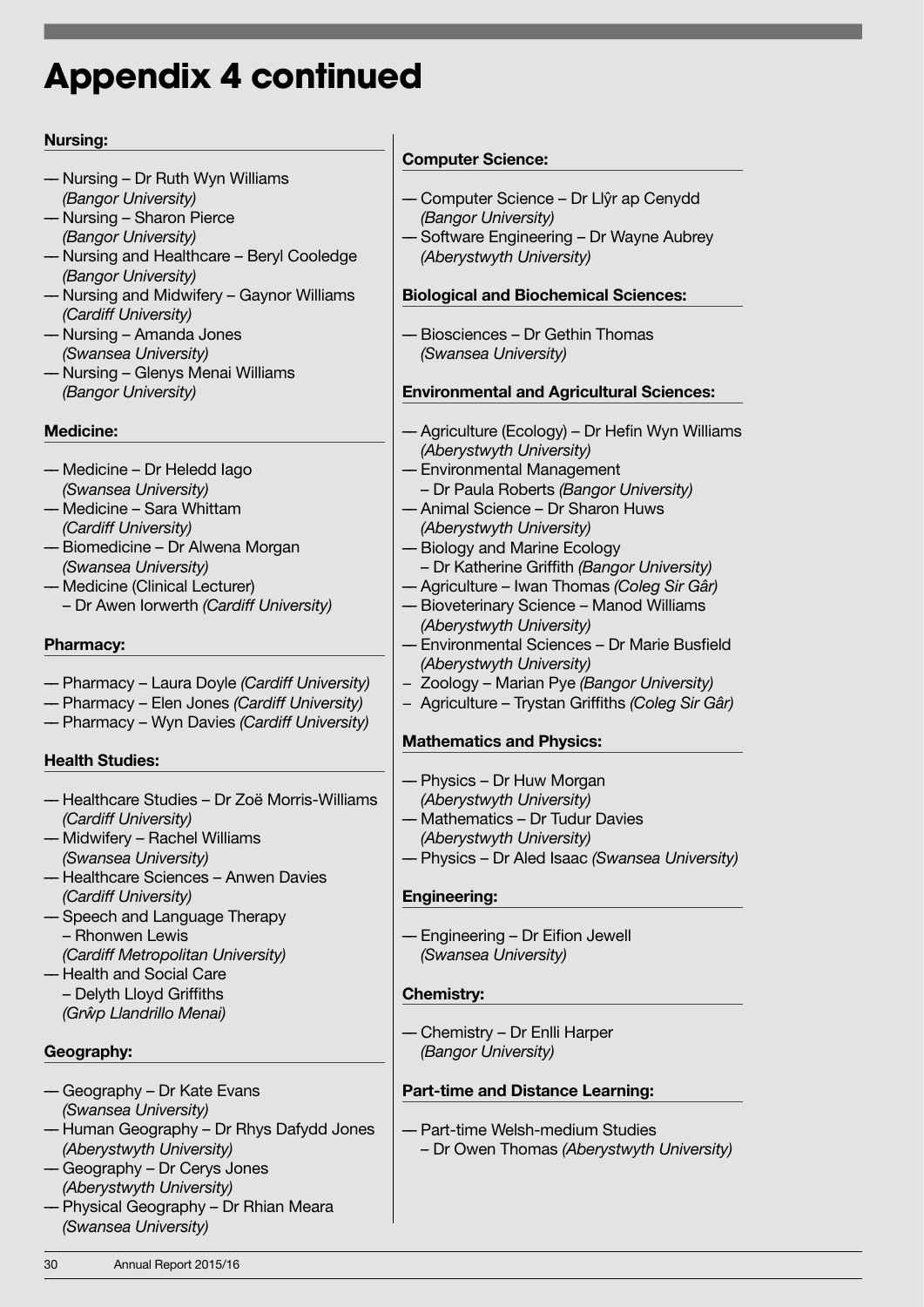# Appendix 4 continued

**Nursing:**

- Nursing – Dr Ruth Wyn Williams *(Bangor University)*
- Nursing – Sharon Pierce *(Bangor University)*
- Nursing and Healthcare – Beryl Cooledge *(Bangor University)*
- Nursing and Midwifery – Gaynor Williams *(Cardiff University)*
- Nursing – Amanda Jones *(Swansea University)*
- Nursing – Glenys Menai Williams *(Bangor University)*

**Medicine:**

- Medicine – Dr Heledd Iago *(Swansea University)*
- Medicine – Sara Whittam *(Cardiff University)*
- Biomedicine – Dr Alwena Morgan *(Swansea University)*
- Medicine (Clinical Lecturer) – Dr Awen Iorwerth *(Cardiff University)*

**Pharmacy:**

- Pharmacy – Laura Doyle *(Cardiff University)*
- Pharmacy – Elen Jones *(Cardiff University)*
- Pharmacy – Wyn Davies *(Cardiff University)*

**Health Studies:**

- Healthcare Studies – Dr Zoë Morris-Williams *(Cardiff University)*
- Midwifery – Rachel Williams *(Swansea University)*
- Healthcare Sciences – Anwen Davies *(Cardiff University)*
- Speech and Language Therapy – Rhonwen Lewis *(Cardiff Metropolitan University)*
- Health and Social Care – Delyth Lloyd Griffiths *(Grŵp Llandrillo Menai)*

**Geography:**

- Geography – Dr Kate Evans *(Swansea University)*
- Human Geography – Dr Rhys Dafydd Jones *(Aberystwyth University)*
- Geography – Dr Cerys Jones *(Aberystwyth University)*
- Physical Geography – Dr Rhian Meara *(Swansea University)*

**Computer Science:**

- Computer Science – Dr Llŷr ap Cenydd *(Bangor University)*
- Software Engineering – Dr Wayne Aubrey *(Aberystwyth University)*

**Biological and Biochemical Sciences:**

- Biosciences – Dr Gethin Thomas *(Swansea University)*

**Environmental and Agricultural Sciences:**

- Agriculture (Ecology) – Dr Hefin Wyn Williams *(Aberystwyth University)*
- Environmental Management – Dr Paula Roberts *(Bangor University)*
- Animal Science – Dr Sharon Huws *(Aberystwyth University)*
- Biology and Marine Ecology – Dr Katherine Griffith *(Bangor University)*
- Agriculture – Iwan Thomas *(Coleg Sir Gâr)*
- Bioveterinary Science – Manod Williams *(Aberystwyth University)*
- Environmental Sciences – Dr Marie Busfield *(Aberystwyth University)*
- Zoology – Marian Pye *(Bangor University)*
- Agriculture – Trystan Griffiths *(Coleg Sir Gâr)*

**Mathematics and Physics:**

- Physics – Dr Huw Morgan *(Aberystwyth University)*
- Mathematics – Dr Tudur Davies *(Aberystwyth University)*
- Physics – Dr Aled Isaac *(Swansea University)*

**Engineering:**

- Engineering – Dr Eifion Jewell *(Swansea University)*

**Chemistry:**

- Chemistry – Dr Enlli Harper *(Bangor University)*

**Part-time and Distance Learning:**

- Part-time Welsh-medium Studies – Dr Owen Thomas *(Aberystwyth University)*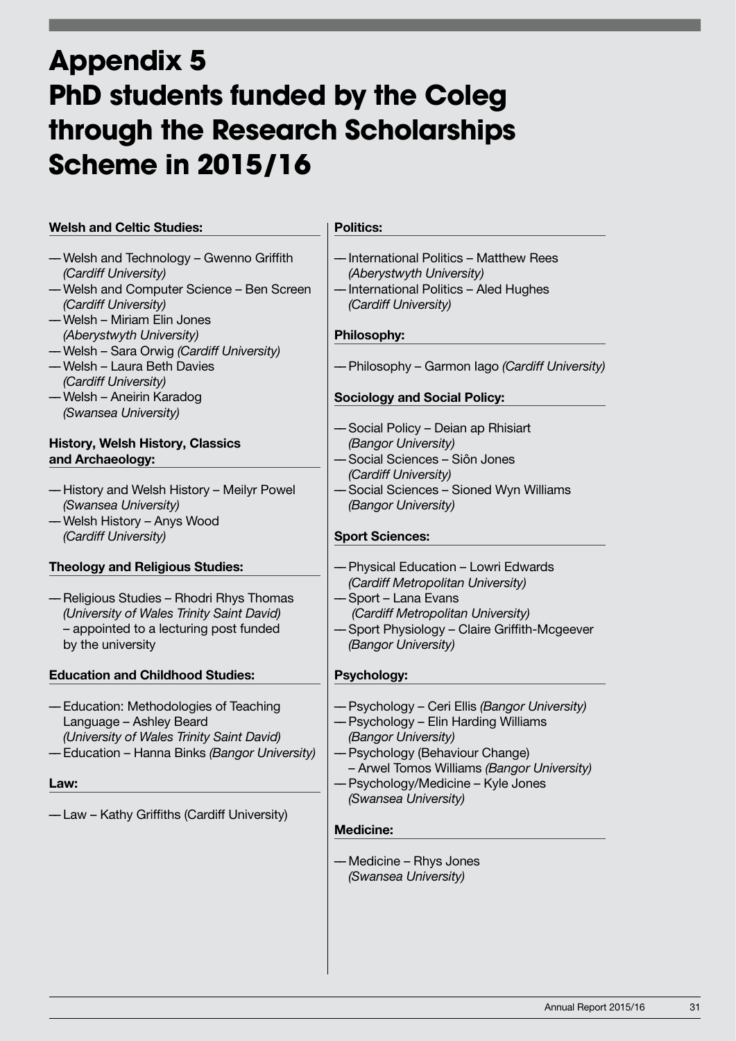# Appendix 5
# PhD students funded by the Coleg through the Research Scholarships Scheme in 2015/16

**Welsh and Celtic Studies:**

- Welsh and Technology – Gwenno Griffith *(Cardiff University)*
- Welsh and Computer Science – Ben Screen *(Cardiff University)*
- Welsh – Miriam Elin Jones *(Aberystwyth University)*
- Welsh – Sara Orwig *(Cardiff University)*
- Welsh – Laura Beth Davies *(Cardiff University)*
- Welsh – Aneirin Karadog *(Swansea University)*

**History, Welsh History, Classics and Archaeology:**

- History and Welsh History – Meilyr Powel *(Swansea University)*
- Welsh History – Anys Wood *(Cardiff University)*

**Theology and Religious Studies:**

- Religious Studies – Rhodri Rhys Thomas *(University of Wales Trinity Saint David)* – appointed to a lecturing post funded by the university

**Education and Childhood Studies:**

- Education: Methodologies of Teaching Language – Ashley Beard *(University of Wales Trinity Saint David)*
- Education – Hanna Binks *(Bangor University)*

**Law:**

- Law – Kathy Griffiths (Cardiff University)

**Politics:**

- International Politics – Matthew Rees *(Aberystwyth University)*
- International Politics – Aled Hughes *(Cardiff University)*

**Philosophy:**

- Philosophy – Garmon Iago *(Cardiff University)*

**Sociology and Social Policy:**

- Social Policy – Deian ap Rhisiart *(Bangor University)*
- Social Sciences – Siôn Jones *(Cardiff University)*
- Social Sciences – Sioned Wyn Williams *(Bangor University)*

**Sport Sciences:**

- Physical Education – Lowri Edwards *(Cardiff Metropolitan University)*
- Sport – Lana Evans *(Cardiff Metropolitan University)*
- Sport Physiology – Claire Griffith-Mcgeever *(Bangor University)*

**Psychology:**

- Psychology – Ceri Ellis *(Bangor University)*
- Psychology – Elin Harding Williams *(Bangor University)*
- Psychology (Behaviour Change) – Arwel Tomos Williams *(Bangor University)*
- Psychology/Medicine – Kyle Jones *(Swansea University)*

**Medicine:**

- Medicine – Rhys Jones *(Swansea University)*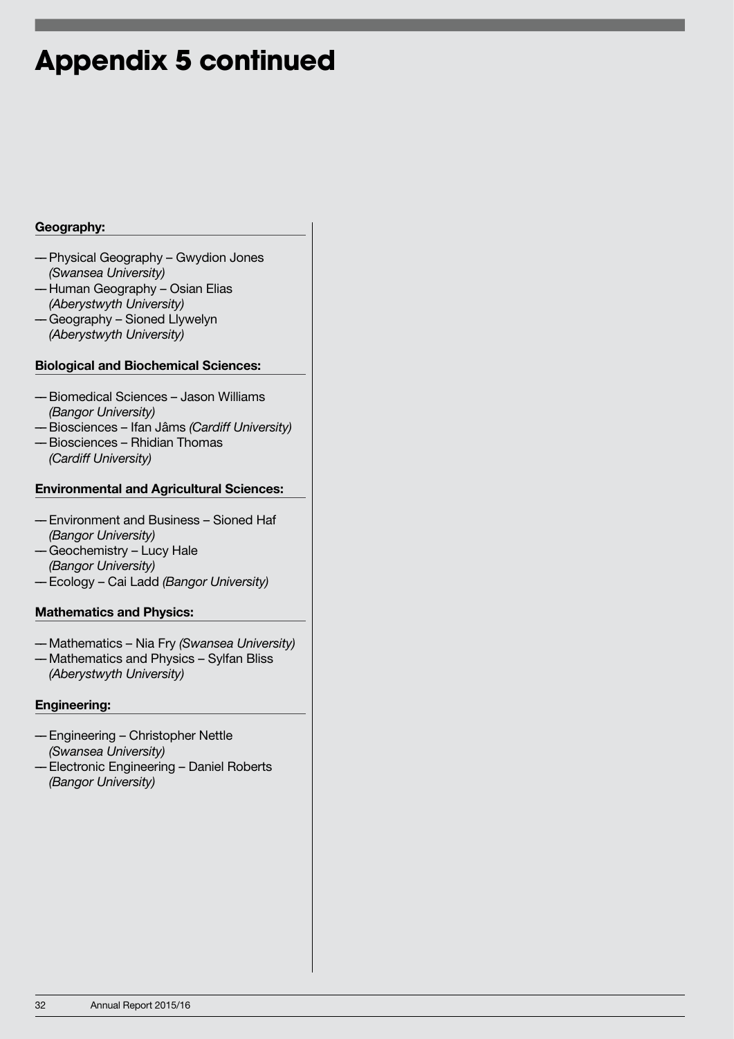# Appendix 5 continued

**Geography:**

- Physical Geography – Gwydion Jones *(Swansea University)*
- Human Geography – Osian Elias *(Aberystwyth University)*
- Geography – Sioned Llywelyn *(Aberystwyth University)*

**Biological and Biochemical Sciences:**

- Biomedical Sciences – Jason Williams *(Bangor University)*
- Biosciences – Ifan Jâms *(Cardiff University)*
- Biosciences – Rhidian Thomas *(Cardiff University)*

**Environmental and Agricultural Sciences:**

- Environment and Business – Sioned Haf *(Bangor University)*
- Geochemistry – Lucy Hale *(Bangor University)*
- Ecology – Cai Ladd *(Bangor University)*

**Mathematics and Physics:**

- Mathematics – Nia Fry *(Swansea University)*
- Mathematics and Physics – Sylfan Bliss *(Aberystwyth University)*

**Engineering:**

- Engineering – Christopher Nettle *(Swansea University)*
- Electronic Engineering – Daniel Roberts *(Bangor University)*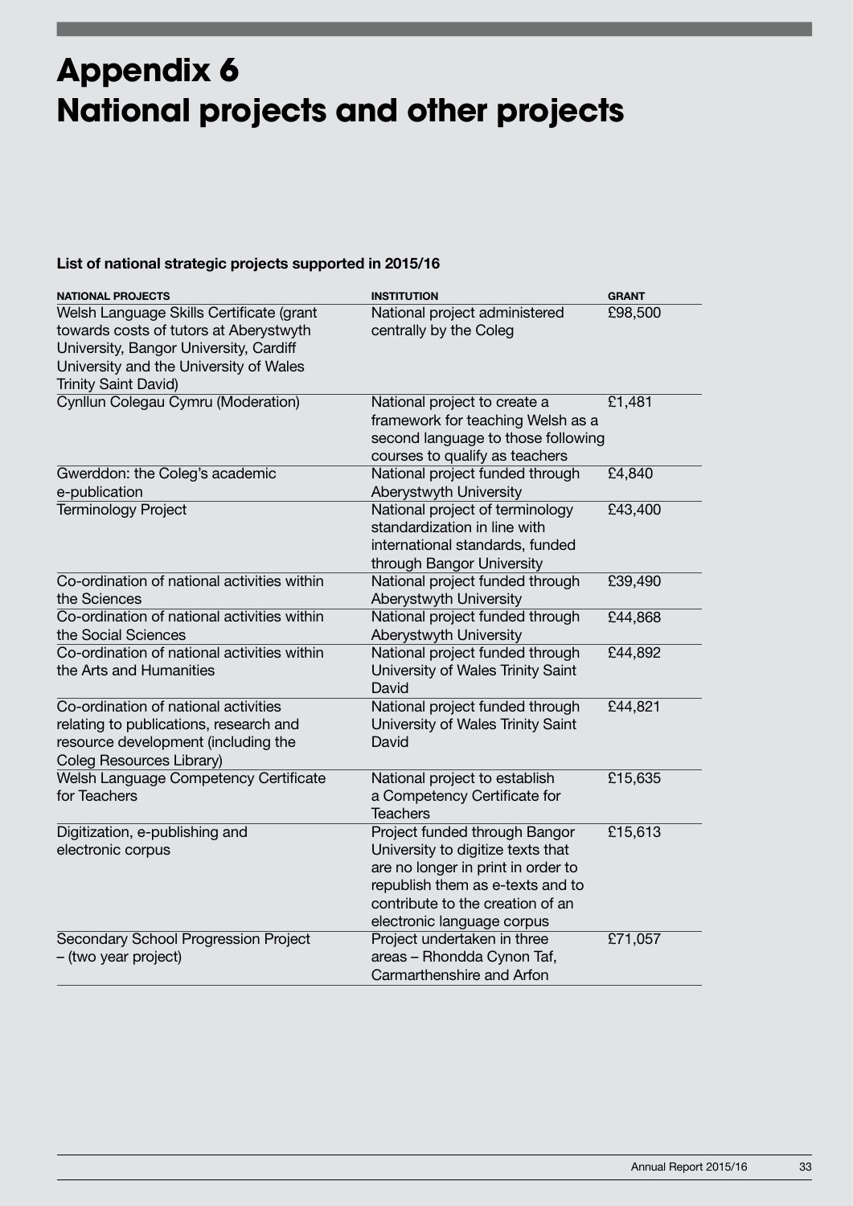# Appendix 6
# National projects and other projects

**List of national strategic projects supported in 2015/16**

| NATIONAL PROJECTS | INSTITUTION | GRANT |
|---|---|---|
| Welsh Language Skills Certificate (grant towards costs of tutors at Aberystwyth University, Bangor University, Cardiff University and the University of Wales Trinity Saint David) | National project administered centrally by the Coleg | £98,500 |
| Cynllun Colegau Cymru (Moderation) | National project to create a framework for teaching Welsh as a second language to those following courses to qualify as teachers | £1,481 |
| Gwerddon: the Coleg's academic e-publication | National project funded through Aberystwyth University | £4,840 |
| Terminology Project | National project of terminology standardization in line with international standards, funded through Bangor University | £43,400 |
| Co-ordination of national activities within the Sciences | National project funded through Aberystwyth University | £39,490 |
| Co-ordination of national activities within the Social Sciences | National project funded through Aberystwyth University | £44,868 |
| Co-ordination of national activities within the Arts and Humanities | National project funded through University of Wales Trinity Saint David | £44,892 |
| Co-ordination of national activities relating to publications, research and resource development (including the Coleg Resources Library) | National project funded through University of Wales Trinity Saint David | £44,821 |
| Welsh Language Competency Certificate for Teachers | National project to establish a Competency Certificate for Teachers | £15,635 |
| Digitization, e-publishing and electronic corpus | Project funded through Bangor University to digitize texts that are no longer in print in order to republish them as e-texts and to contribute to the creation of an electronic language corpus | £15,613 |
| Secondary School Progression Project – (two year project) | Project undertaken in three areas – Rhondda Cynon Taf, Carmarthenshire and Arfon | £71,057 |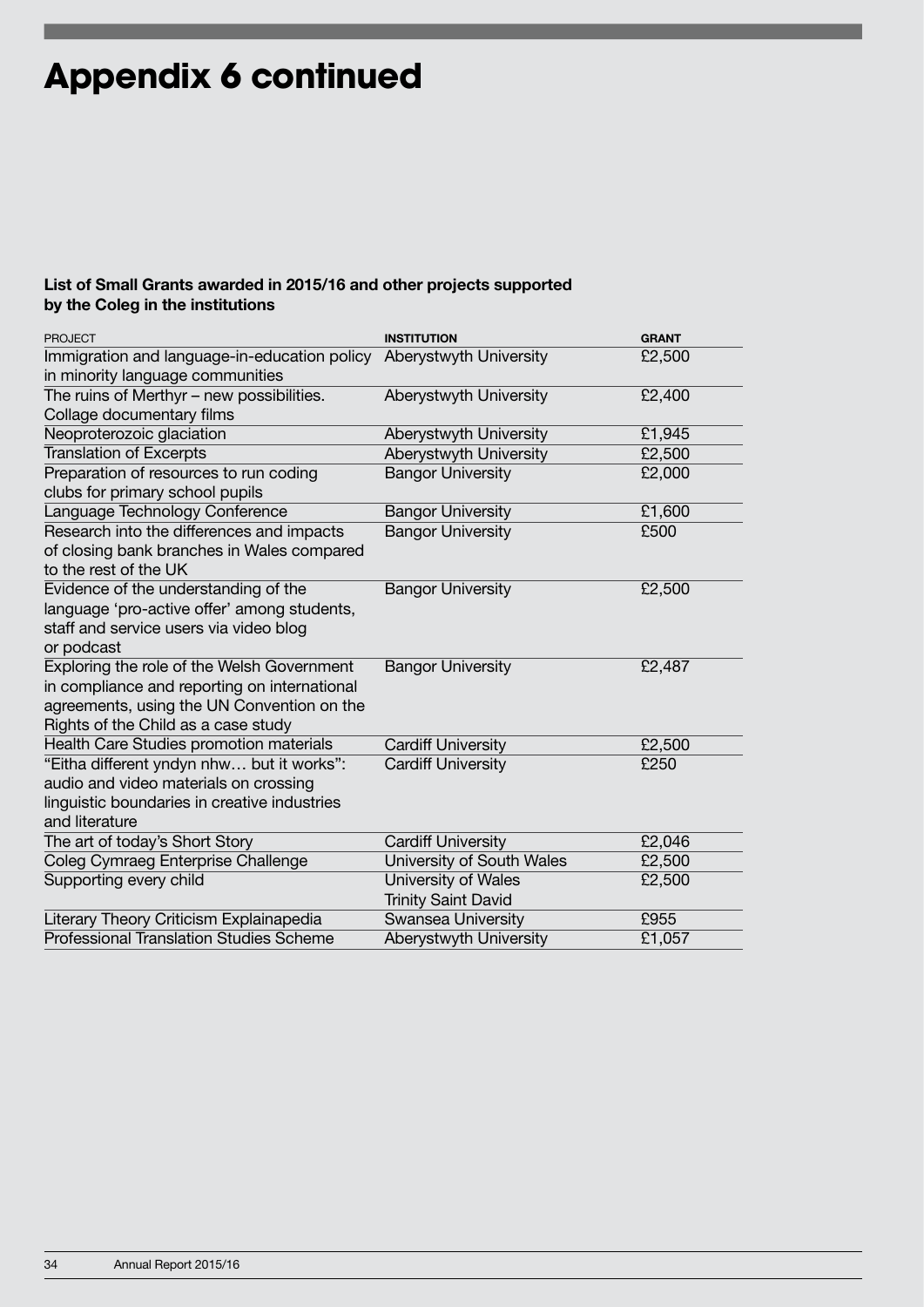# Appendix 6 continued

**List of Small Grants awarded in 2015/16 and other projects supported by the Coleg in the institutions**

| PROJECT | INSTITUTION | GRANT |
|---|---|---|
| Immigration and language-in-education policy in minority language communities | Aberystwyth University | £2,500 |
| The ruins of Merthyr – new possibilities. Collage documentary films | Aberystwyth University | £2,400 |
| Neoproterozoic glaciation | Aberystwyth University | £1,945 |
| Translation of Excerpts | Aberystwyth University | £2,500 |
| Preparation of resources to run coding clubs for primary school pupils | Bangor University | £2,000 |
| Language Technology Conference | Bangor University | £1,600 |
| Research into the differences and impacts of closing bank branches in Wales compared to the rest of the UK | Bangor University | £500 |
| Evidence of the understanding of the language 'pro-active offer' among students, staff and service users via video blog or podcast | Bangor University | £2,500 |
| Exploring the role of the Welsh Government in compliance and reporting on international agreements, using the UN Convention on the Rights of the Child as a case study | Bangor University | £2,487 |
| Health Care Studies promotion materials | Cardiff University | £2,500 |
| "Eitha different yndyn nhw… but it works": audio and video materials on crossing linguistic boundaries in creative industries and literature | Cardiff University | £250 |
| The art of today's Short Story | Cardiff University | £2,046 |
| Coleg Cymraeg Enterprise Challenge | University of South Wales | £2,500 |
| Supporting every child | University of Wales Trinity Saint David | £2,500 |
| Literary Theory Criticism Explainapedia | Swansea University | £955 |
| Professional Translation Studies Scheme | Aberystwyth University | £1,057 |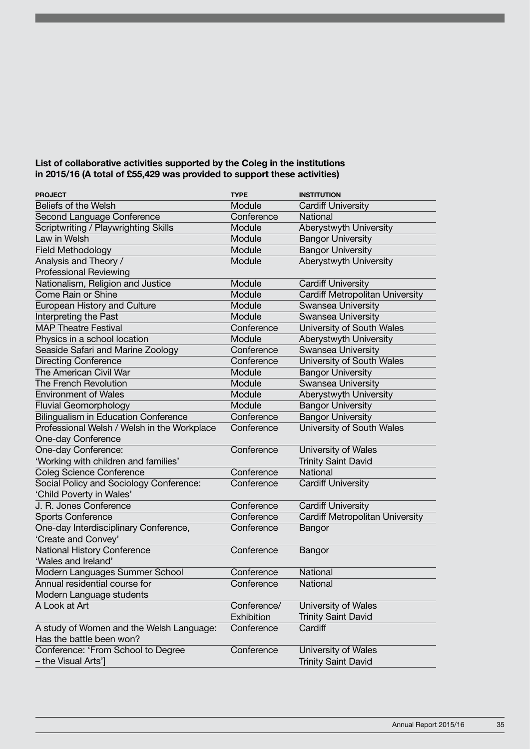**List of collaborative activities supported by the Coleg in the institutions in 2015/16 (A total of £55,429 was provided to support these activities)**

| PROJECT | TYPE | INSTITUTION |
|---|---|---|
| Beliefs of the Welsh | Module | Cardiff University |
| Second Language Conference | Conference | National |
| Scriptwriting / Playwrighting Skills | Module | Aberystwyth University |
| Law in Welsh | Module | Bangor University |
| Field Methodology | Module | Bangor University |
| Analysis and Theory / Professional Reviewing | Module | Aberystwyth University |
| Nationalism, Religion and Justice | Module | Cardiff University |
| Come Rain or Shine | Module | Cardiff Metropolitan University |
| European History and Culture | Module | Swansea University |
| Interpreting the Past | Module | Swansea University |
| MAP Theatre Festival | Conference | University of South Wales |
| Physics in a school location | Module | Aberystwyth University |
| Seaside Safari and Marine Zoology | Conference | Swansea University |
| Directing Conference | Conference | University of South Wales |
| The American Civil War | Module | Bangor University |
| The French Revolution | Module | Swansea University |
| Environment of Wales | Module | Aberystwyth University |
| Fluvial Geomorphology | Module | Bangor University |
| Bilingualism in Education Conference | Conference | Bangor University |
| Professional Welsh / Welsh in the Workplace One-day Conference | Conference | University of South Wales |
| One-day Conference: 'Working with children and families' | Conference | University of Wales Trinity Saint David |
| Coleg Science Conference | Conference | National |
| Social Policy and Sociology Conference: 'Child Poverty in Wales' | Conference | Cardiff University |
| J. R. Jones Conference | Conference | Cardiff University |
| Sports Conference | Conference | Cardiff Metropolitan University |
| One-day Interdisciplinary Conference, 'Create and Convey' | Conference | Bangor |
| National History Conference 'Wales and Ireland' | Conference | Bangor |
| Modern Languages Summer School | Conference | National |
| Annual residential course for Modern Language students | Conference | National |
| A Look at Art | Conference/ Exhibition | University of Wales Trinity Saint David |
| A study of Women and the Welsh Language: Has the battle been won? | Conference | Cardiff |
| Conference: 'From School to Degree – the Visual Arts'] | Conference | University of Wales Trinity Saint David |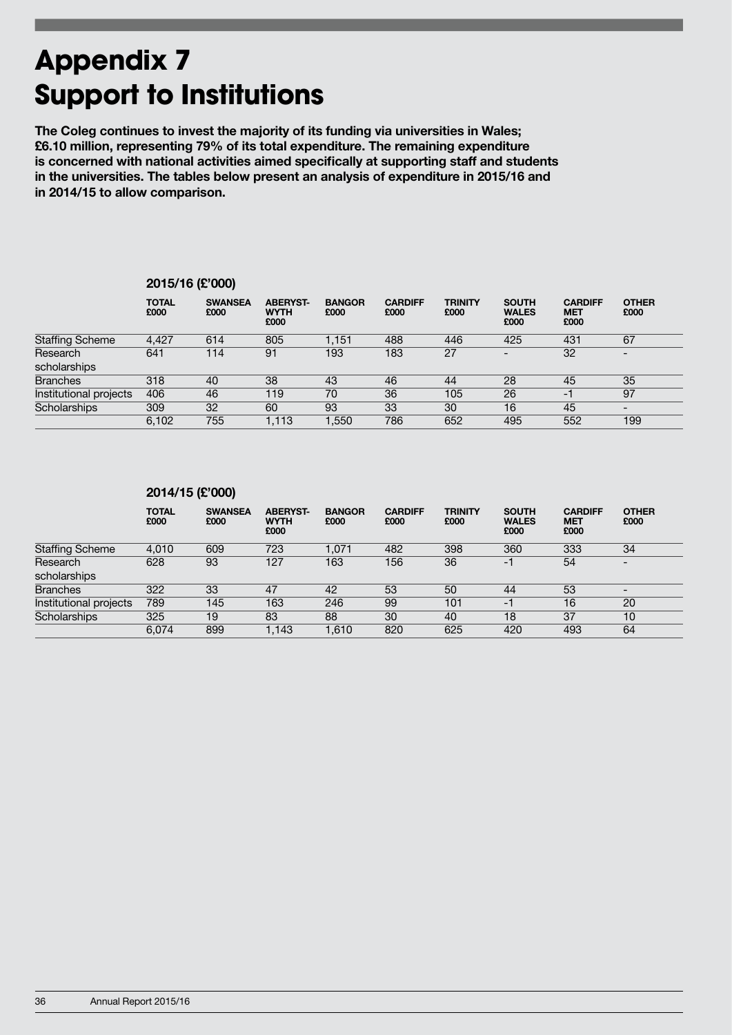# Appendix 7
# Support to Institutions

**The Coleg continues to invest the majority of its funding via universities in Wales; £6.10 million, representing 79% of its total expenditure. The remaining expenditure is concerned with national activities aimed specifically at supporting staff and students in the universities. The tables below present an analysis of expenditure in 2015/16 and in 2014/15 to allow comparison.**

### 2015/16 (£'000)

| | TOTAL £000 | SWANSEA £000 | ABERYST-WYTH £000 | BANGOR £000 | CARDIFF £000 | TRINITY £000 | SOUTH WALES £000 | CARDIFF MET £000 | OTHER £000 |
|---|---|---|---|---|---|---|---|---|---|
| Staffing Scheme | 4,427 | 614 | 805 | 1,151 | 488 | 446 | 425 | 431 | 67 |
| Research scholarships | 641 | 114 | 91 | 193 | 183 | 27 | - | 32 | - |
| Branches | 318 | 40 | 38 | 43 | 46 | 44 | 28 | 45 | 35 |
| Institutional projects | 406 | 46 | 119 | 70 | 36 | 105 | 26 | -1 | 97 |
| Scholarships | 309 | 32 | 60 | 93 | 33 | 30 | 16 | 45 | - |
| | 6,102 | 755 | 1,113 | 1,550 | 786 | 652 | 495 | 552 | 199 |

### 2014/15 (£'000)

| | TOTAL £000 | SWANSEA £000 | ABERYST-WYTH £000 | BANGOR £000 | CARDIFF £000 | TRINITY £000 | SOUTH WALES £000 | CARDIFF MET £000 | OTHER £000 |
|---|---|---|---|---|---|---|---|---|---|
| Staffing Scheme | 4,010 | 609 | 723 | 1,071 | 482 | 398 | 360 | 333 | 34 |
| Research scholarships | 628 | 93 | 127 | 163 | 156 | 36 | -1 | 54 | - |
| Branches | 322 | 33 | 47 | 42 | 53 | 50 | 44 | 53 | - |
| Institutional projects | 789 | 145 | 163 | 246 | 99 | 101 | -1 | 16 | 20 |
| Scholarships | 325 | 19 | 83 | 88 | 30 | 40 | 18 | 37 | 10 |
| | 6,074 | 899 | 1,143 | 1,610 | 820 | 625 | 420 | 493 | 64 |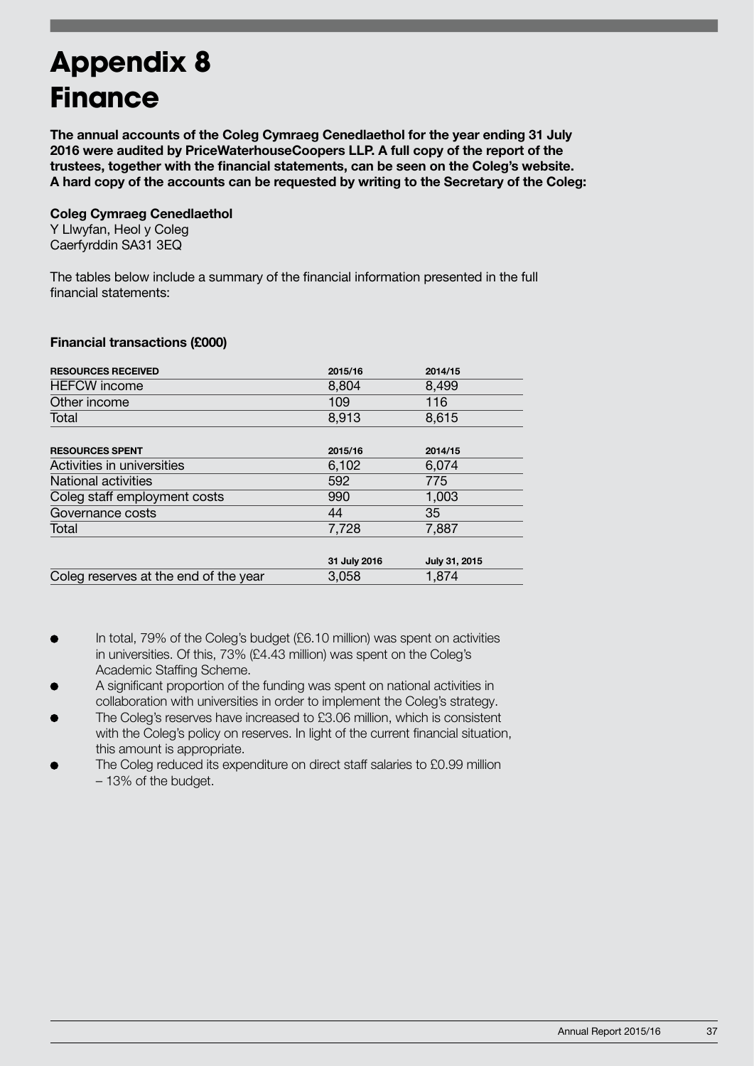# Appendix 8
# Finance

**The annual accounts of the Coleg Cymraeg Cenedlaethol for the year ending 31 July 2016 were audited by PriceWaterhouseCoopers LLP. A full copy of the report of the trustees, together with the financial statements, can be seen on the Coleg's website. A hard copy of the accounts can be requested by writing to the Secretary of the Coleg:**

**Coleg Cymraeg Cenedlaethol**
Y Llwyfan, Heol y Coleg
Caerfyrddin SA31 3EQ

The tables below include a summary of the financial information presented in the full financial statements:

**Financial transactions (£000)**

| RESOURCES RECEIVED | 2015/16 | 2014/15 |
|---|---|---|
| HEFCW income | 8,804 | 8,499 |
| Other income | 109 | 116 |
| Total | 8,913 | 8,615 |

| RESOURCES SPENT | 2015/16 | 2014/15 |
|---|---|---|
| Activities in universities | 6,102 | 6,074 |
| National activities | 592 | 775 |
| Coleg staff employment costs | 990 | 1,003 |
| Governance costs | 44 | 35 |
| Total | 7,728 | 7,887 |

| | 31 July 2016 | July 31, 2015 |
|---|---|---|
| Coleg reserves at the end of the year | 3,058 | 1,874 |

- In total, 79% of the Coleg's budget (£6.10 million) was spent on activities in universities. Of this, 73% (£4.43 million) was spent on the Coleg's Academic Staffing Scheme.
- A significant proportion of the funding was spent on national activities in collaboration with universities in order to implement the Coleg's strategy.
- The Coleg's reserves have increased to £3.06 million, which is consistent with the Coleg's policy on reserves. In light of the current financial situation, this amount is appropriate.
- The Coleg reduced its expenditure on direct staff salaries to £0.99 million – 13% of the budget.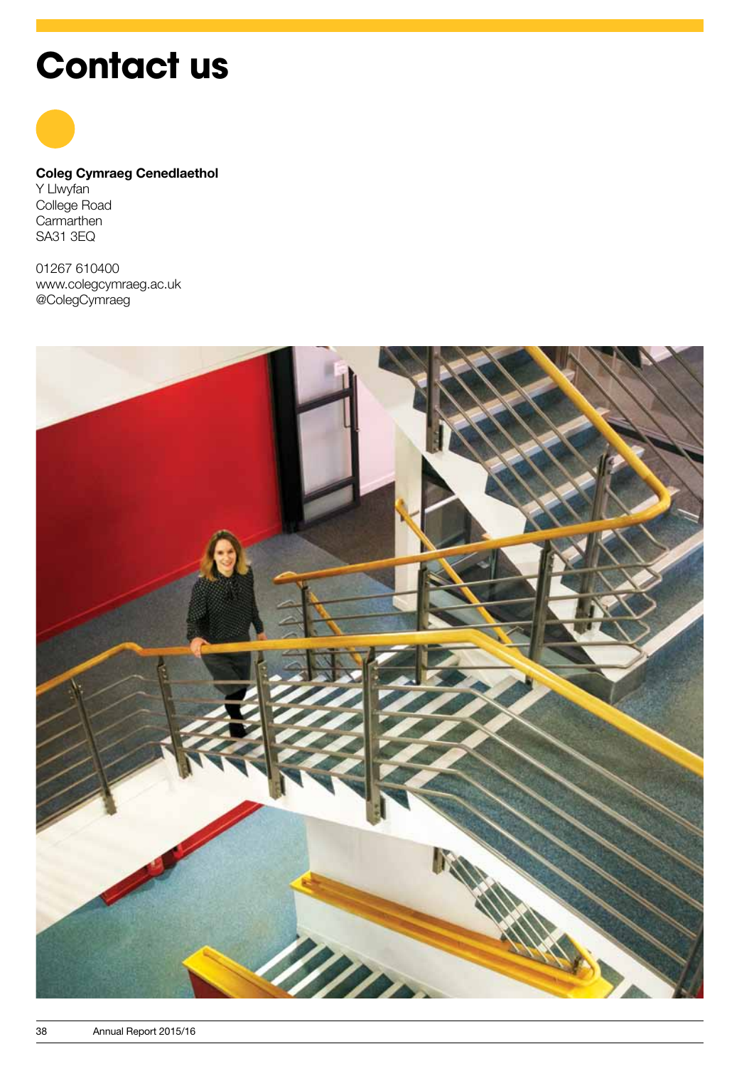# Contact us

**Coleg Cymraeg Cenedlaethol**
Y Llwyfan
College Road
Carmarthen
SA31 3EQ

01267 610400
www.colegcymraeg.ac.uk
@ColegCymraeg